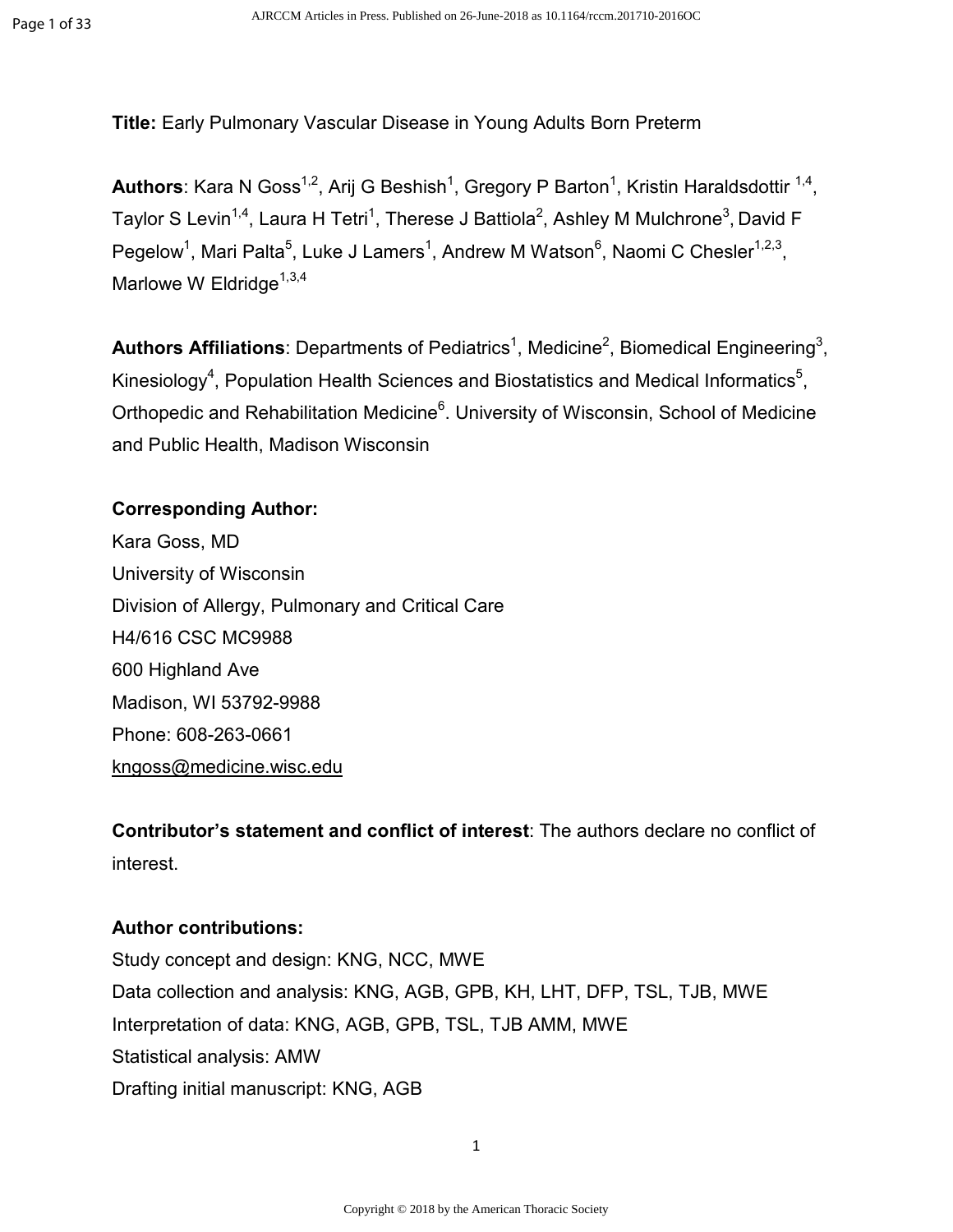**Title:** Early Pulmonary Vascular Disease in Young Adults Born Preterm

**Authors**: Kara N Goss[1,2], Arij G Beshish[1], Gregory P Barton[1], Kristin Haraldsdottir [1,4], Taylor S Levin[1,4], Laura H Tetri[1], Therese J Battiola[2], Ashley M Mulchrone[3], David F Pegelow[1], Mari Palta[5], Luke J Lamers[1], Andrew M Watson[6], Naomi C Chesler[1,2,3], Marlowe W Eldridge[1,3,4]

**Authors Affiliations**: Departments of Pediatrics[1], Medicine[2], Biomedical Engineering[3], Kinesiology[4], Population Health Sciences and Biostatistics and Medical Informatics[5], Orthopedic and Rehabilitation Medicine[6]. University of Wisconsin, School of Medicine and Public Health, Madison Wisconsin

**Corresponding Author:**

Kara Goss, MD
University of Wisconsin
Division of Allergy, Pulmonary and Critical Care
H4/616 CSC MC9988
600 Highland Ave
Madison, WI 53792-9988
Phone: 608-263-0661
kngoss@medicine.wisc.edu

**Contributor's statement and conflict of interest**: The authors declare no conflict of interest.

**Author contributions:**

Study concept and design: KNG, NCC, MWE
Data collection and analysis: KNG, AGB, GPB, KH, LHT, DFP, TSL, TJB, MWE
Interpretation of data: KNG, AGB, GPB, TSL, TJB AMM, MWE
Statistical analysis: AMW
Drafting initial manuscript: KNG, AGB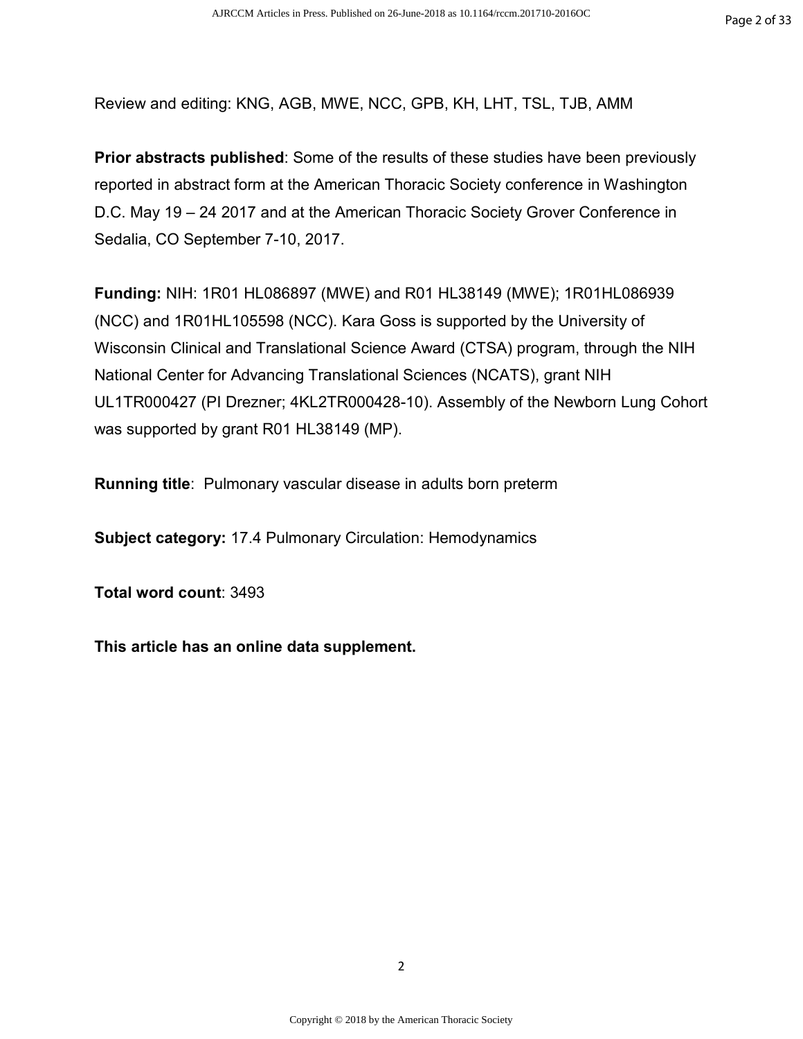Review and editing: KNG, AGB, MWE, NCC, GPB, KH, LHT, TSL, TJB, AMM

**Prior abstracts published**: Some of the results of these studies have been previously reported in abstract form at the American Thoracic Society conference in Washington D.C. May 19 – 24 2017 and at the American Thoracic Society Grover Conference in Sedalia, CO September 7-10, 2017.

**Funding:** NIH: 1R01 HL086897 (MWE) and R01 HL38149 (MWE); 1R01HL086939 (NCC) and 1R01HL105598 (NCC). Kara Goss is supported by the University of Wisconsin Clinical and Translational Science Award (CTSA) program, through the NIH National Center for Advancing Translational Sciences (NCATS), grant NIH UL1TR000427 (PI Drezner; 4KL2TR000428-10). Assembly of the Newborn Lung Cohort was supported by grant R01 HL38149 (MP).

**Running title**: Pulmonary vascular disease in adults born preterm

**Subject category:** 17.4 Pulmonary Circulation: Hemodynamics

**Total word count**: 3493

**This article has an online data supplement.**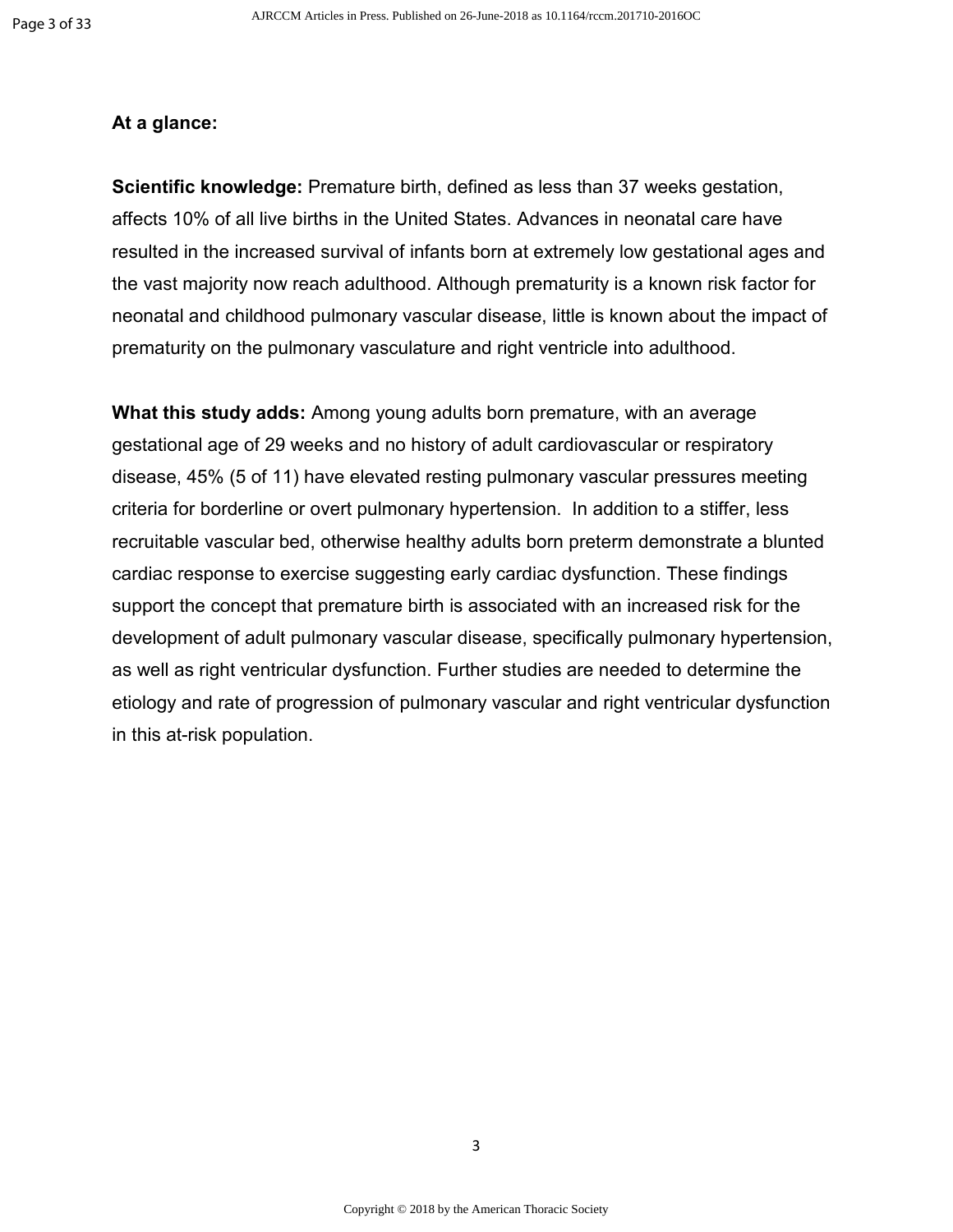**At a glance:**

**Scientific knowledge:** Premature birth, defined as less than 37 weeks gestation, affects 10% of all live births in the United States. Advances in neonatal care have resulted in the increased survival of infants born at extremely low gestational ages and the vast majority now reach adulthood. Although prematurity is a known risk factor for neonatal and childhood pulmonary vascular disease, little is known about the impact of prematurity on the pulmonary vasculature and right ventricle into adulthood.

**What this study adds:** Among young adults born premature, with an average gestational age of 29 weeks and no history of adult cardiovascular or respiratory disease, 45% (5 of 11) have elevated resting pulmonary vascular pressures meeting criteria for borderline or overt pulmonary hypertension. In addition to a stiffer, less recruitable vascular bed, otherwise healthy adults born preterm demonstrate a blunted cardiac response to exercise suggesting early cardiac dysfunction. These findings support the concept that premature birth is associated with an increased risk for the development of adult pulmonary vascular disease, specifically pulmonary hypertension, as well as right ventricular dysfunction. Further studies are needed to determine the etiology and rate of progression of pulmonary vascular and right ventricular dysfunction in this at-risk population.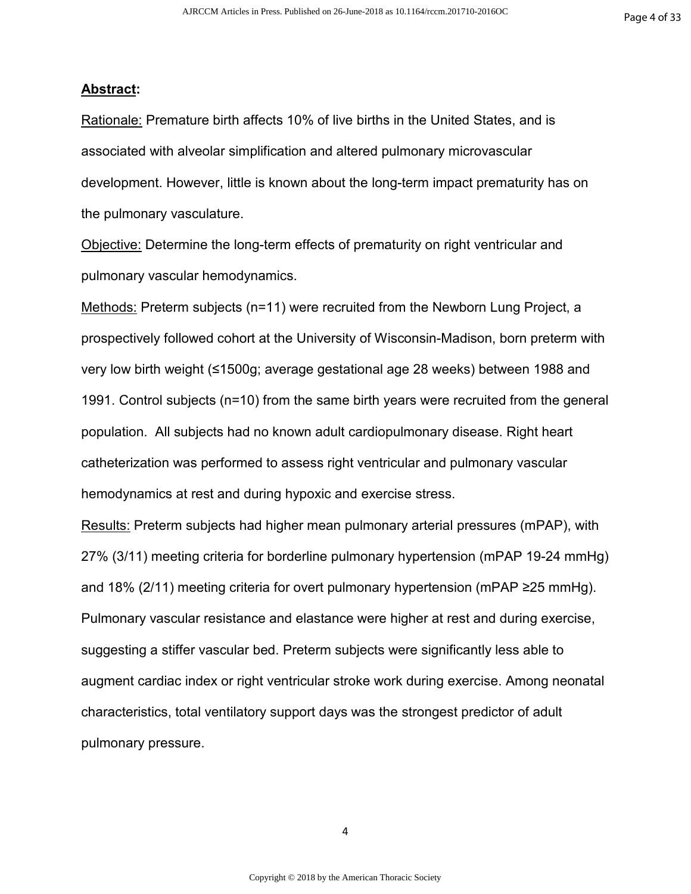**Abstract:**

Rationale: Premature birth affects 10% of live births in the United States, and is associated with alveolar simplification and altered pulmonary microvascular development. However, little is known about the long-term impact prematurity has on the pulmonary vasculature.

Objective: Determine the long-term effects of prematurity on right ventricular and pulmonary vascular hemodynamics.

Methods: Preterm subjects (n=11) were recruited from the Newborn Lung Project, a prospectively followed cohort at the University of Wisconsin-Madison, born preterm with very low birth weight (≤1500g; average gestational age 28 weeks) between 1988 and 1991. Control subjects (n=10) from the same birth years were recruited from the general population. All subjects had no known adult cardiopulmonary disease. Right heart catheterization was performed to assess right ventricular and pulmonary vascular hemodynamics at rest and during hypoxic and exercise stress.

Results: Preterm subjects had higher mean pulmonary arterial pressures (mPAP), with 27% (3/11) meeting criteria for borderline pulmonary hypertension (mPAP 19-24 mmHg) and 18% (2/11) meeting criteria for overt pulmonary hypertension (mPAP ≥25 mmHg). Pulmonary vascular resistance and elastance were higher at rest and during exercise, suggesting a stiffer vascular bed. Preterm subjects were significantly less able to augment cardiac index or right ventricular stroke work during exercise. Among neonatal characteristics, total ventilatory support days was the strongest predictor of adult pulmonary pressure.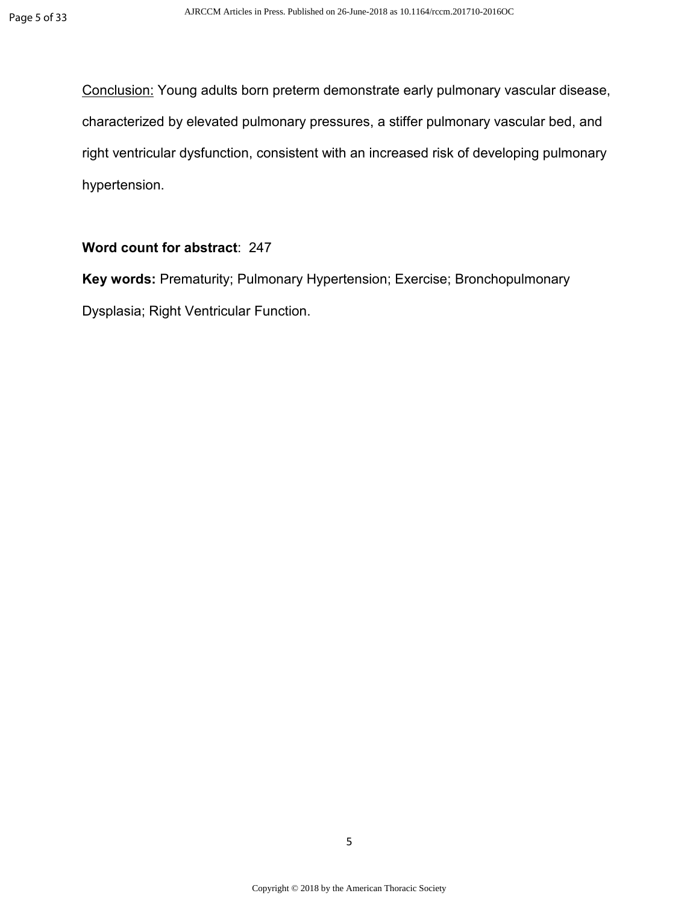Conclusion: Young adults born preterm demonstrate early pulmonary vascular disease, characterized by elevated pulmonary pressures, a stiffer pulmonary vascular bed, and right ventricular dysfunction, consistent with an increased risk of developing pulmonary hypertension.

**Word count for abstract**: 247

**Key words:** Prematurity; Pulmonary Hypertension; Exercise; Bronchopulmonary Dysplasia; Right Ventricular Function.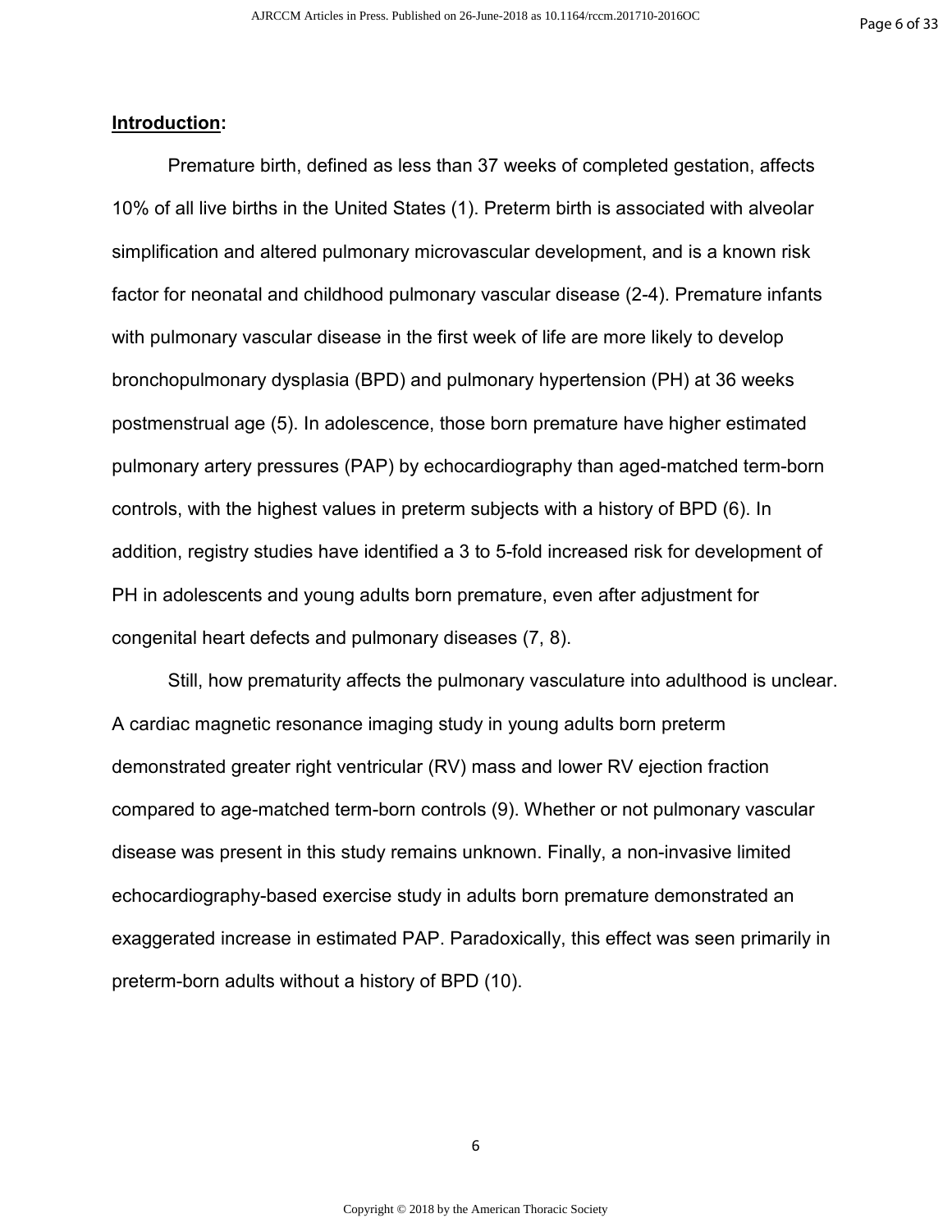## Introduction:

Premature birth, defined as less than 37 weeks of completed gestation, affects 10% of all live births in the United States (1). Preterm birth is associated with alveolar simplification and altered pulmonary microvascular development, and is a known risk factor for neonatal and childhood pulmonary vascular disease (2-4). Premature infants with pulmonary vascular disease in the first week of life are more likely to develop bronchopulmonary dysplasia (BPD) and pulmonary hypertension (PH) at 36 weeks postmenstrual age (5). In adolescence, those born premature have higher estimated pulmonary artery pressures (PAP) by echocardiography than aged-matched term-born controls, with the highest values in preterm subjects with a history of BPD (6). In addition, registry studies have identified a 3 to 5-fold increased risk for development of PH in adolescents and young adults born premature, even after adjustment for congenital heart defects and pulmonary diseases (7, 8).

Still, how prematurity affects the pulmonary vasculature into adulthood is unclear. A cardiac magnetic resonance imaging study in young adults born preterm demonstrated greater right ventricular (RV) mass and lower RV ejection fraction compared to age-matched term-born controls (9). Whether or not pulmonary vascular disease was present in this study remains unknown. Finally, a non-invasive limited echocardiography-based exercise study in adults born premature demonstrated an exaggerated increase in estimated PAP. Paradoxically, this effect was seen primarily in preterm-born adults without a history of BPD (10).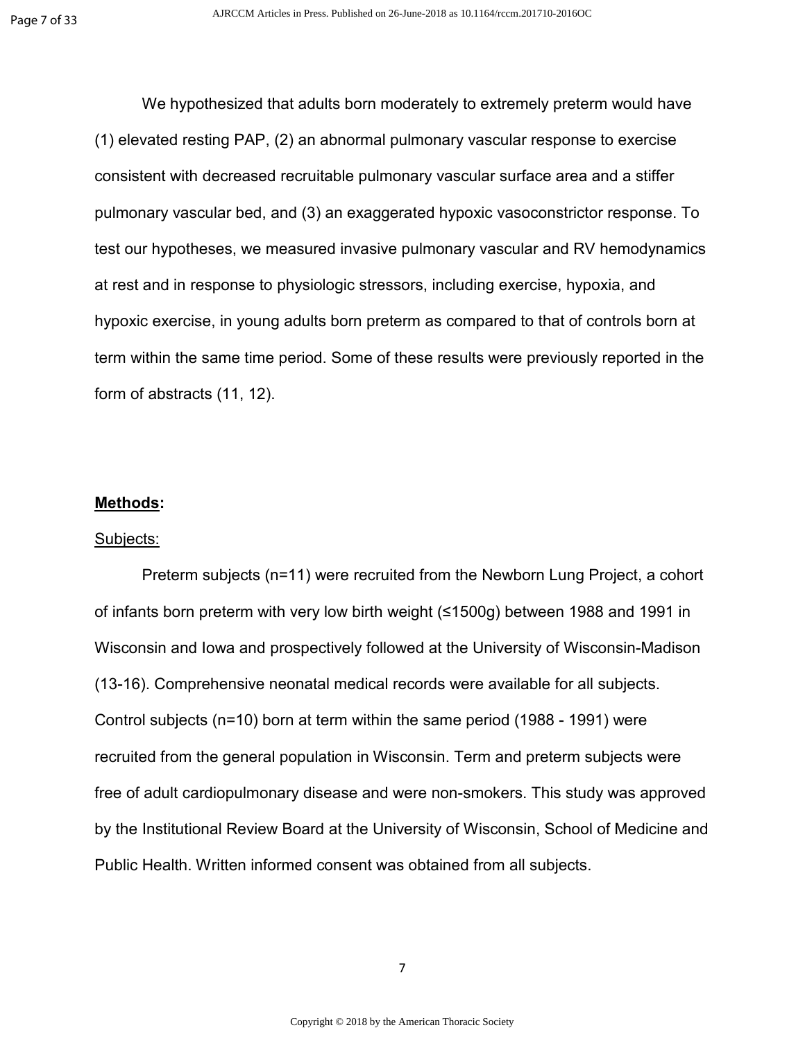We hypothesized that adults born moderately to extremely preterm would have (1) elevated resting PAP, (2) an abnormal pulmonary vascular response to exercise consistent with decreased recruitable pulmonary vascular surface area and a stiffer pulmonary vascular bed, and (3) an exaggerated hypoxic vasoconstrictor response. To test our hypotheses, we measured invasive pulmonary vascular and RV hemodynamics at rest and in response to physiologic stressors, including exercise, hypoxia, and hypoxic exercise, in young adults born preterm as compared to that of controls born at term within the same time period. Some of these results were previously reported in the form of abstracts (11, 12).

## Methods:

### Subjects:

Preterm subjects (n=11) were recruited from the Newborn Lung Project, a cohort of infants born preterm with very low birth weight (≤1500g) between 1988 and 1991 in Wisconsin and Iowa and prospectively followed at the University of Wisconsin-Madison (13-16). Comprehensive neonatal medical records were available for all subjects. Control subjects (n=10) born at term within the same period (1988 - 1991) were recruited from the general population in Wisconsin. Term and preterm subjects were free of adult cardiopulmonary disease and were non-smokers. This study was approved by the Institutional Review Board at the University of Wisconsin, School of Medicine and Public Health. Written informed consent was obtained from all subjects.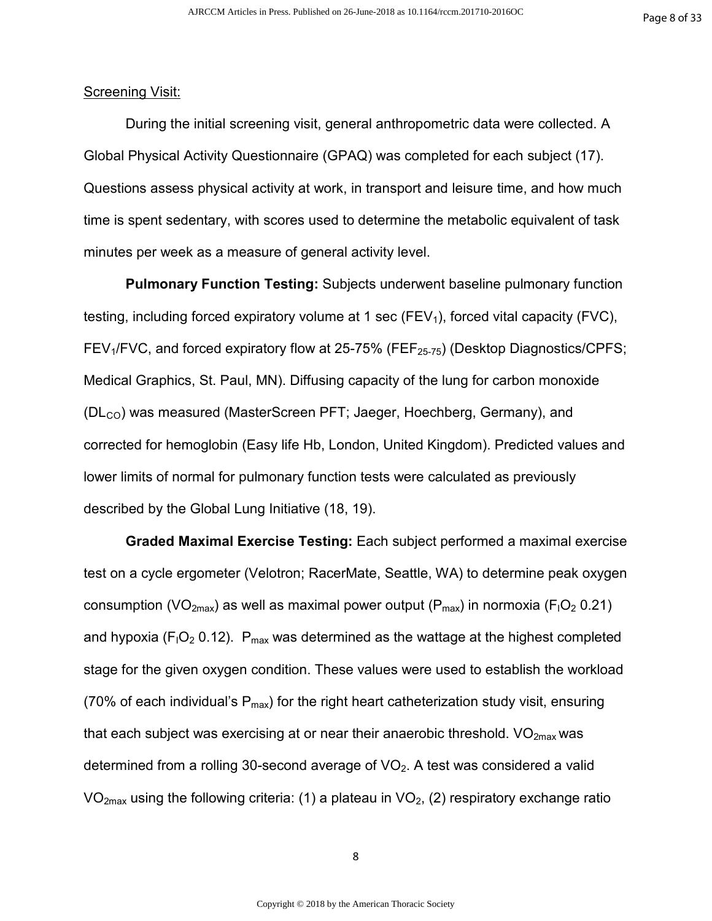Screening Visit:

During the initial screening visit, general anthropometric data were collected. A Global Physical Activity Questionnaire (GPAQ) was completed for each subject (17). Questions assess physical activity at work, in transport and leisure time, and how much time is spent sedentary, with scores used to determine the metabolic equivalent of task minutes per week as a measure of general activity level.

**Pulmonary Function Testing:** Subjects underwent baseline pulmonary function testing, including forced expiratory volume at 1 sec ($FEV_1$), forced vital capacity (FVC), $FEV_1$/FVC, and forced expiratory flow at 25-75% ($FEF_{25-75}$) (Desktop Diagnostics/CPFS; Medical Graphics, St. Paul, MN). Diffusing capacity of the lung for carbon monoxide ($DL_{CO}$) was measured (MasterScreen PFT; Jaeger, Hoechberg, Germany), and corrected for hemoglobin (Easy life Hb, London, United Kingdom). Predicted values and lower limits of normal for pulmonary function tests were calculated as previously described by the Global Lung Initiative (18, 19).

**Graded Maximal Exercise Testing:** Each subject performed a maximal exercise test on a cycle ergometer (Velotron; RacerMate, Seattle, WA) to determine peak oxygen consumption ($VO_{2max}$) as well as maximal power output ($P_{max}$) in normoxia ($F_IO_2$ 0.21) and hypoxia ($F_IO_2$ 0.12). $P_{max}$ was determined as the wattage at the highest completed stage for the given oxygen condition. These values were used to establish the workload (70% of each individual's $P_{max}$) for the right heart catheterization study visit, ensuring that each subject was exercising at or near their anaerobic threshold. $VO_{2max}$ was determined from a rolling 30-second average of $VO_2$. A test was considered a valid $VO_{2max}$ using the following criteria: (1) a plateau in $VO_2$, (2) respiratory exchange ratio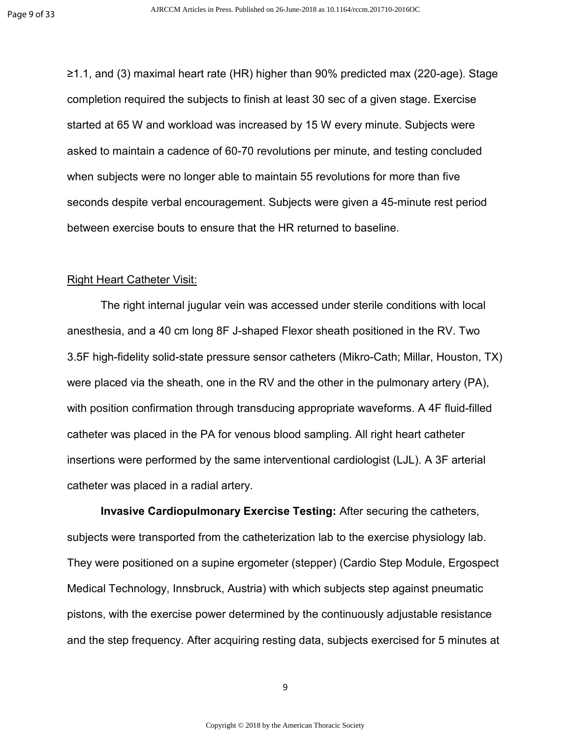≥1.1, and (3) maximal heart rate (HR) higher than 90% predicted max (220-age). Stage completion required the subjects to finish at least 30 sec of a given stage. Exercise started at 65 W and workload was increased by 15 W every minute. Subjects were asked to maintain a cadence of 60-70 revolutions per minute, and testing concluded when subjects were no longer able to maintain 55 revolutions for more than five seconds despite verbal encouragement. Subjects were given a 45-minute rest period between exercise bouts to ensure that the HR returned to baseline.

Right Heart Catheter Visit:

The right internal jugular vein was accessed under sterile conditions with local anesthesia, and a 40 cm long 8F J-shaped Flexor sheath positioned in the RV. Two 3.5F high-fidelity solid-state pressure sensor catheters (Mikro-Cath; Millar, Houston, TX) were placed via the sheath, one in the RV and the other in the pulmonary artery (PA), with position confirmation through transducing appropriate waveforms. A 4F fluid-filled catheter was placed in the PA for venous blood sampling. All right heart catheter insertions were performed by the same interventional cardiologist (LJL). A 3F arterial catheter was placed in a radial artery.

**Invasive Cardiopulmonary Exercise Testing:** After securing the catheters, subjects were transported from the catheterization lab to the exercise physiology lab. They were positioned on a supine ergometer (stepper) (Cardio Step Module, Ergospect Medical Technology, Innsbruck, Austria) with which subjects step against pneumatic pistons, with the exercise power determined by the continuously adjustable resistance and the step frequency. After acquiring resting data, subjects exercised for 5 minutes at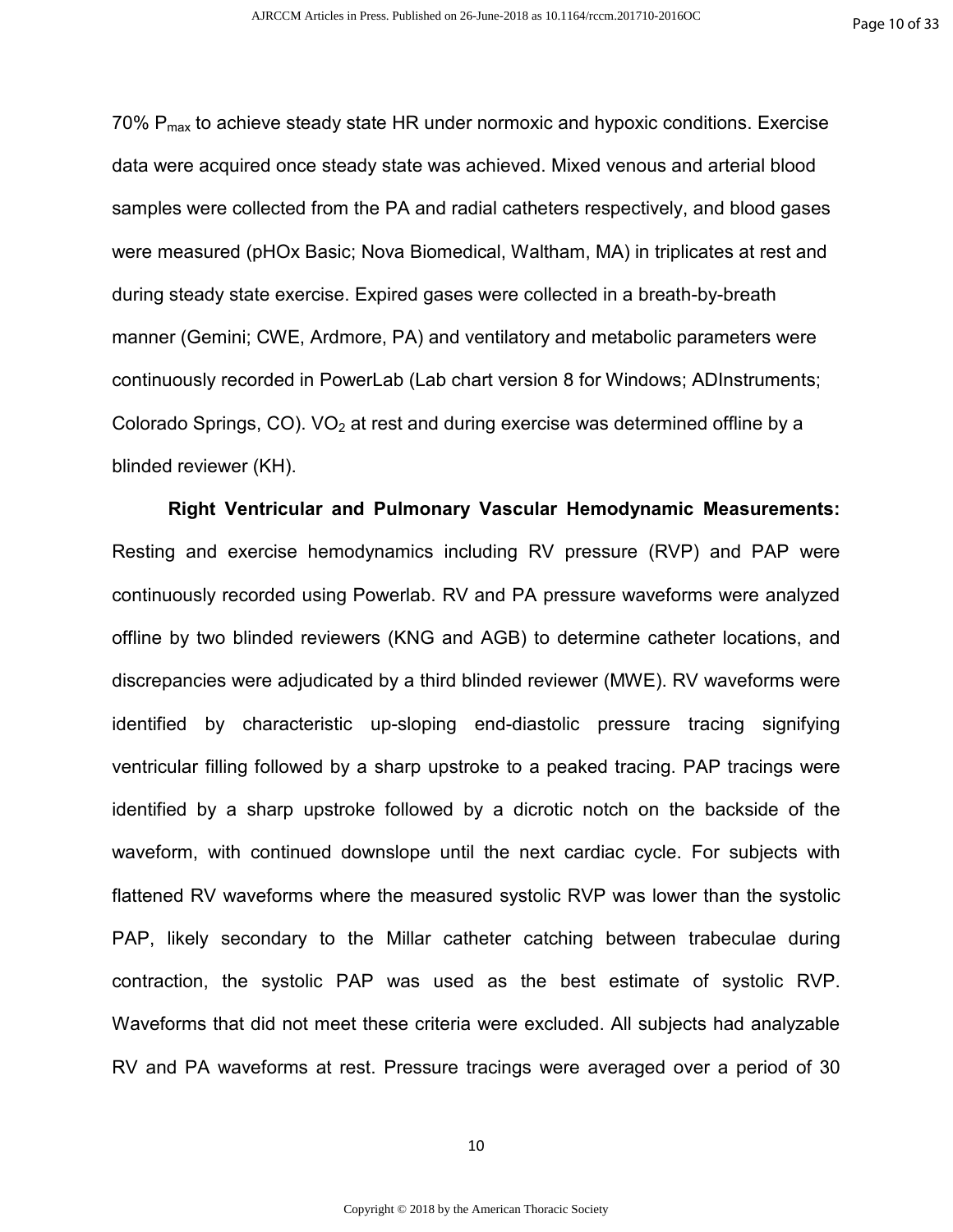70% $P_{max}$ to achieve steady state HR under normoxic and hypoxic conditions. Exercise data were acquired once steady state was achieved. Mixed venous and arterial blood samples were collected from the PA and radial catheters respectively, and blood gases were measured (pHOx Basic; Nova Biomedical, Waltham, MA) in triplicates at rest and during steady state exercise. Expired gases were collected in a breath-by-breath manner (Gemini; CWE, Ardmore, PA) and ventilatory and metabolic parameters were continuously recorded in PowerLab (Lab chart version 8 for Windows; ADInstruments; Colorado Springs, CO). $VO_2$ at rest and during exercise was determined offline by a blinded reviewer (KH).

**Right Ventricular and Pulmonary Vascular Hemodynamic Measurements:** Resting and exercise hemodynamics including RV pressure (RVP) and PAP were continuously recorded using Powerlab. RV and PA pressure waveforms were analyzed offline by two blinded reviewers (KNG and AGB) to determine catheter locations, and discrepancies were adjudicated by a third blinded reviewer (MWE). RV waveforms were identified by characteristic up-sloping end-diastolic pressure tracing signifying ventricular filling followed by a sharp upstroke to a peaked tracing. PAP tracings were identified by a sharp upstroke followed by a dicrotic notch on the backside of the waveform, with continued downslope until the next cardiac cycle. For subjects with flattened RV waveforms where the measured systolic RVP was lower than the systolic PAP, likely secondary to the Millar catheter catching between trabeculae during contraction, the systolic PAP was used as the best estimate of systolic RVP. Waveforms that did not meet these criteria were excluded. All subjects had analyzable RV and PA waveforms at rest. Pressure tracings were averaged over a period of 30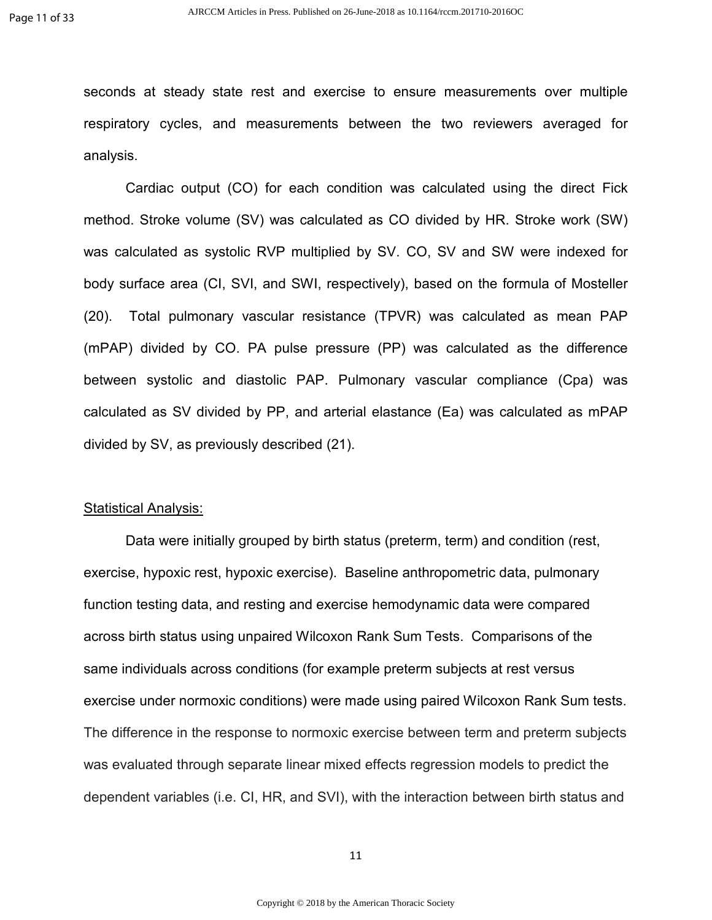seconds at steady state rest and exercise to ensure measurements over multiple respiratory cycles, and measurements between the two reviewers averaged for analysis.

Cardiac output (CO) for each condition was calculated using the direct Fick method. Stroke volume (SV) was calculated as CO divided by HR. Stroke work (SW) was calculated as systolic RVP multiplied by SV. CO, SV and SW were indexed for body surface area (CI, SVI, and SWI, respectively), based on the formula of Mosteller (20). Total pulmonary vascular resistance (TPVR) was calculated as mean PAP (mPAP) divided by CO. PA pulse pressure (PP) was calculated as the difference between systolic and diastolic PAP. Pulmonary vascular compliance (Cpa) was calculated as SV divided by PP, and arterial elastance (Ea) was calculated as mPAP divided by SV, as previously described (21).

## Statistical Analysis:

Data were initially grouped by birth status (preterm, term) and condition (rest, exercise, hypoxic rest, hypoxic exercise). Baseline anthropometric data, pulmonary function testing data, and resting and exercise hemodynamic data were compared across birth status using unpaired Wilcoxon Rank Sum Tests. Comparisons of the same individuals across conditions (for example preterm subjects at rest versus exercise under normoxic conditions) were made using paired Wilcoxon Rank Sum tests. The difference in the response to normoxic exercise between term and preterm subjects was evaluated through separate linear mixed effects regression models to predict the dependent variables (i.e. CI, HR, and SVI), with the interaction between birth status and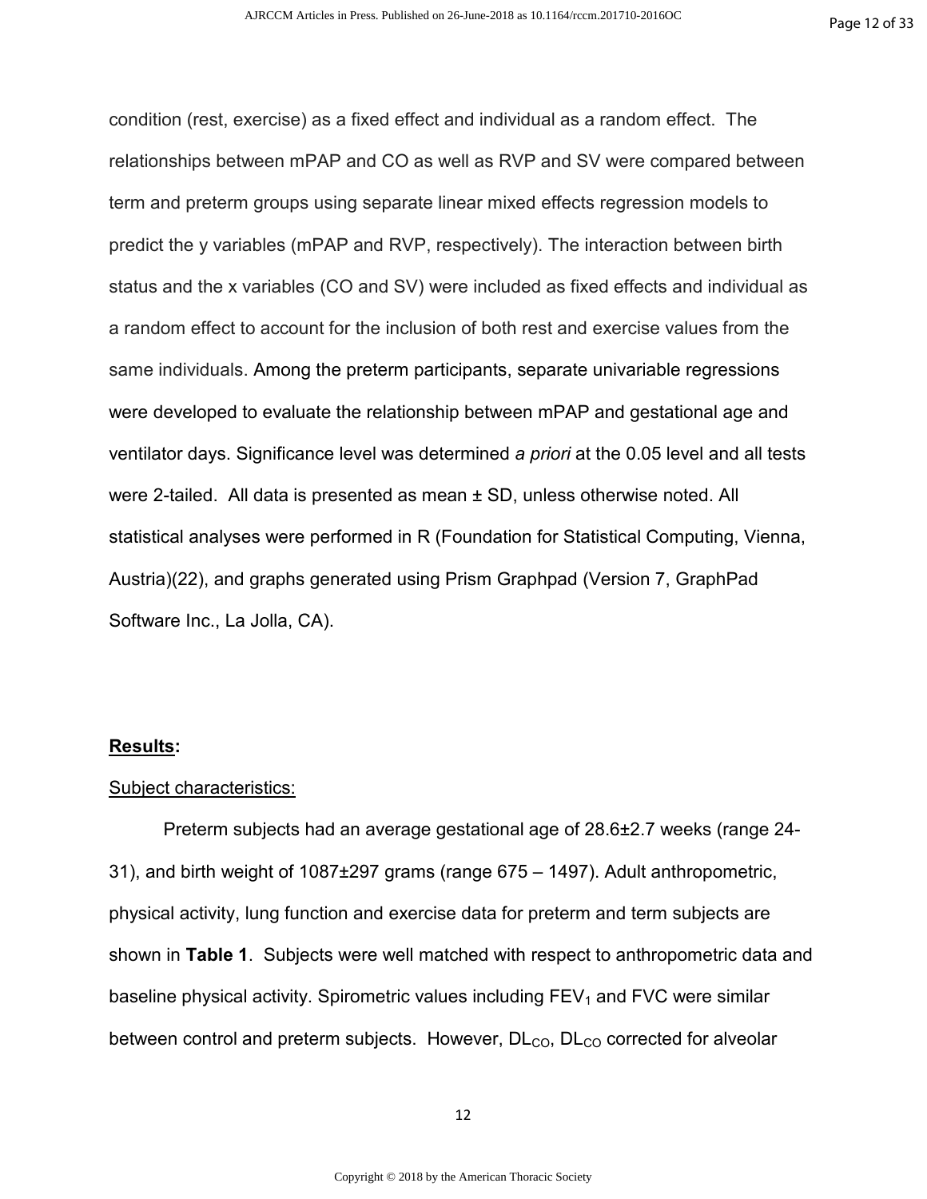condition (rest, exercise) as a fixed effect and individual as a random effect. The relationships between mPAP and CO as well as RVP and SV were compared between term and preterm groups using separate linear mixed effects regression models to predict the y variables (mPAP and RVP, respectively). The interaction between birth status and the x variables (CO and SV) were included as fixed effects and individual as a random effect to account for the inclusion of both rest and exercise values from the same individuals. Among the preterm participants, separate univariable regressions were developed to evaluate the relationship between mPAP and gestational age and ventilator days. Significance level was determined *a priori* at the 0.05 level and all tests were 2-tailed. All data is presented as mean ± SD, unless otherwise noted. All statistical analyses were performed in R (Foundation for Statistical Computing, Vienna, Austria)(22), and graphs generated using Prism Graphpad (Version 7, GraphPad Software Inc., La Jolla, CA).

## **Results:**

Subject characteristics:

Preterm subjects had an average gestational age of 28.6±2.7 weeks (range 24-31), and birth weight of 1087±297 grams (range 675 – 1497). Adult anthropometric, physical activity, lung function and exercise data for preterm and term subjects are shown in **Table 1**. Subjects were well matched with respect to anthropometric data and baseline physical activity. Spirometric values including $FEV_1$ and FVC were similar between control and preterm subjects. However, $DL_{CO}$, $DL_{CO}$ corrected for alveolar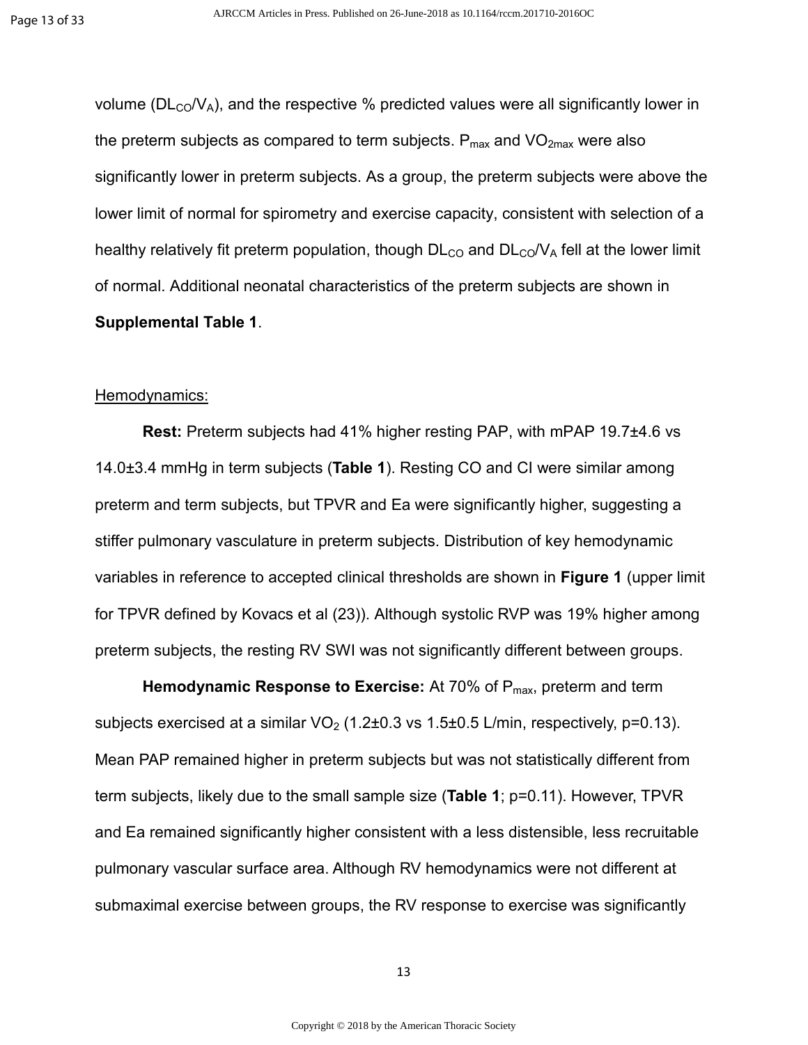volume ($DL_{CO}/V_A$), and the respective % predicted values were all significantly lower in the preterm subjects as compared to term subjects. $P_{max}$ and $VO_{2max}$ were also significantly lower in preterm subjects. As a group, the preterm subjects were above the lower limit of normal for spirometry and exercise capacity, consistent with selection of a healthy relatively fit preterm population, though $DL_{CO}$ and $DL_{CO}/V_A$ fell at the lower limit of normal. Additional neonatal characteristics of the preterm subjects are shown in **Supplemental Table 1**.

Hemodynamics:

**Rest:** Preterm subjects had 41% higher resting PAP, with mPAP 19.7±4.6 vs 14.0±3.4 mmHg in term subjects (**Table 1**). Resting CO and CI were similar among preterm and term subjects, but TPVR and Ea were significantly higher, suggesting a stiffer pulmonary vasculature in preterm subjects. Distribution of key hemodynamic variables in reference to accepted clinical thresholds are shown in **Figure 1** (upper limit for TPVR defined by Kovacs et al (23)). Although systolic RVP was 19% higher among preterm subjects, the resting RV SWI was not significantly different between groups.

**Hemodynamic Response to Exercise:** At 70% of $P_{max}$, preterm and term subjects exercised at a similar $VO_2$ (1.2±0.3 vs 1.5±0.5 L/min, respectively, p=0.13). Mean PAP remained higher in preterm subjects but was not statistically different from term subjects, likely due to the small sample size (**Table 1**; p=0.11). However, TPVR and Ea remained significantly higher consistent with a less distensible, less recruitable pulmonary vascular surface area. Although RV hemodynamics were not different at submaximal exercise between groups, the RV response to exercise was significantly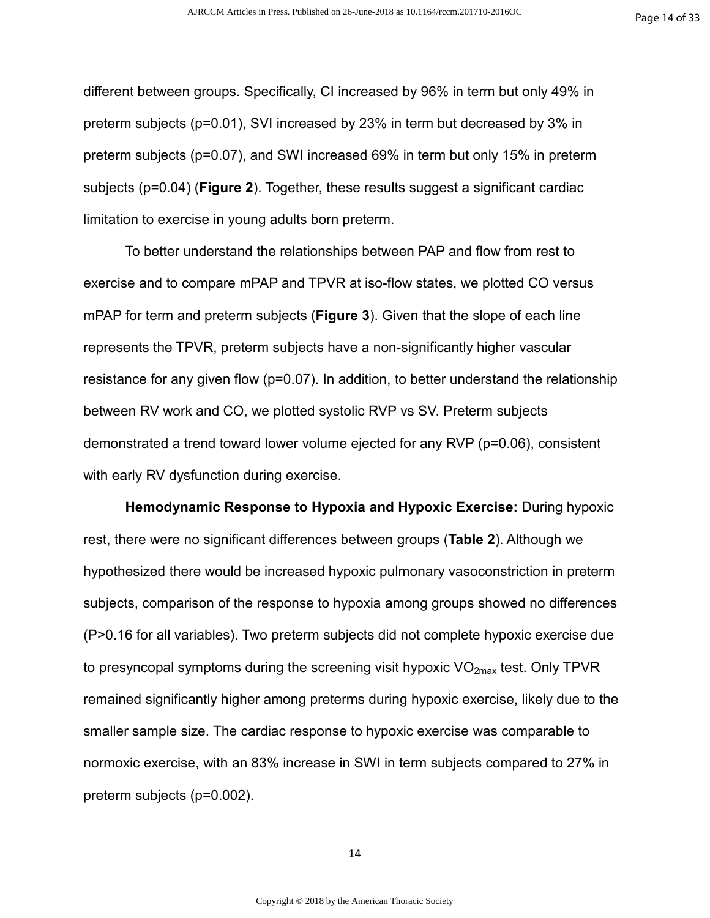different between groups. Specifically, CI increased by 96% in term but only 49% in preterm subjects (p=0.01), SVI increased by 23% in term but decreased by 3% in preterm subjects (p=0.07), and SWI increased 69% in term but only 15% in preterm subjects (p=0.04) (**Figure 2**). Together, these results suggest a significant cardiac limitation to exercise in young adults born preterm.

To better understand the relationships between PAP and flow from rest to exercise and to compare mPAP and TPVR at iso-flow states, we plotted CO versus mPAP for term and preterm subjects (**Figure 3**). Given that the slope of each line represents the TPVR, preterm subjects have a non-significantly higher vascular resistance for any given flow (p=0.07). In addition, to better understand the relationship between RV work and CO, we plotted systolic RVP vs SV. Preterm subjects demonstrated a trend toward lower volume ejected for any RVP (p=0.06), consistent with early RV dysfunction during exercise.

**Hemodynamic Response to Hypoxia and Hypoxic Exercise:** During hypoxic rest, there were no significant differences between groups (**Table 2**). Although we hypothesized there would be increased hypoxic pulmonary vasoconstriction in preterm subjects, comparison of the response to hypoxia among groups showed no differences (P>0.16 for all variables). Two preterm subjects did not complete hypoxic exercise due to presyncopal symptoms during the screening visit hypoxic $VO_{2max}$ test. Only TPVR remained significantly higher among preterms during hypoxic exercise, likely due to the smaller sample size. The cardiac response to hypoxic exercise was comparable to normoxic exercise, with an 83% increase in SWI in term subjects compared to 27% in preterm subjects (p=0.002).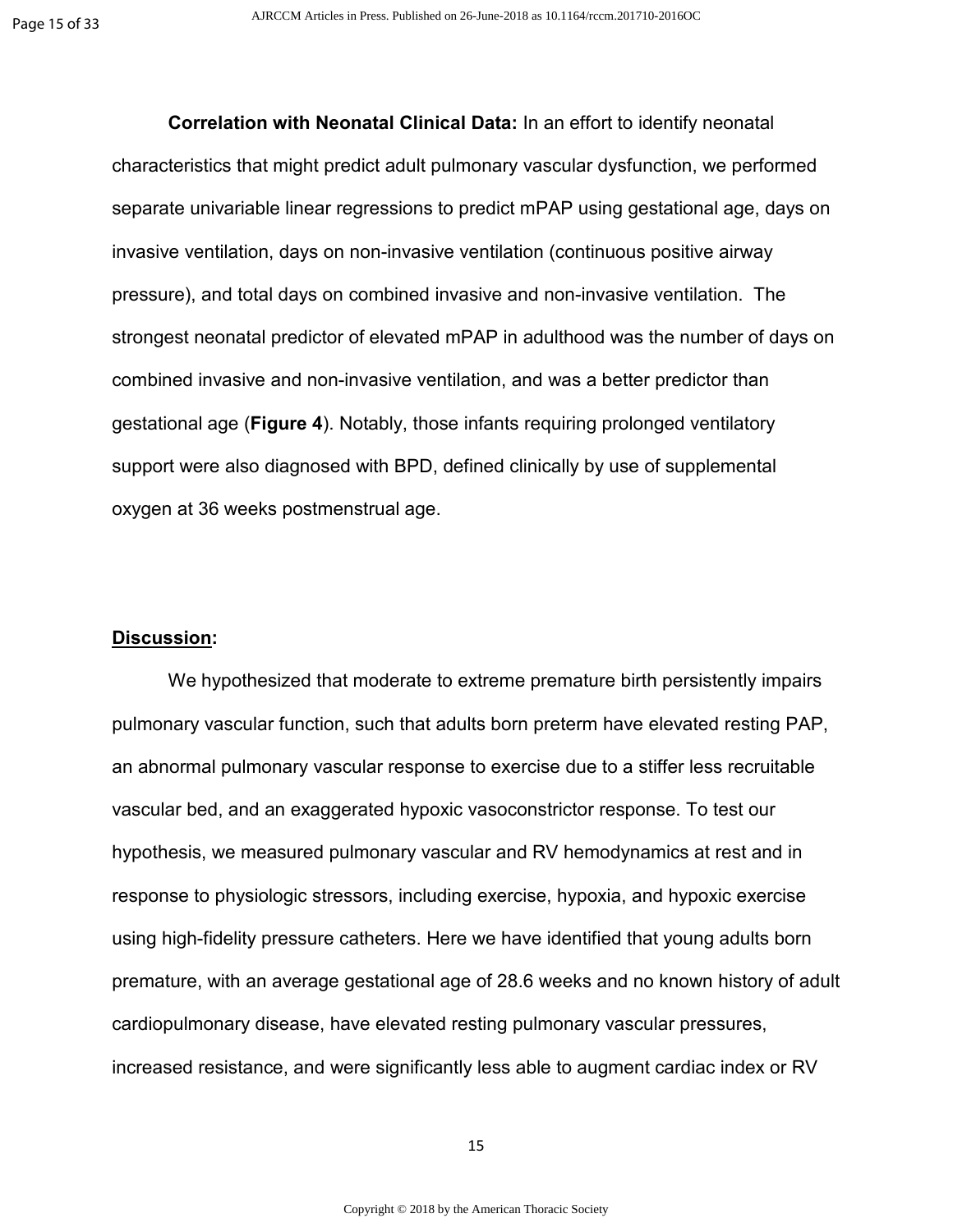**Correlation with Neonatal Clinical Data:** In an effort to identify neonatal characteristics that might predict adult pulmonary vascular dysfunction, we performed separate univariable linear regressions to predict mPAP using gestational age, days on invasive ventilation, days on non-invasive ventilation (continuous positive airway pressure), and total days on combined invasive and non-invasive ventilation. The strongest neonatal predictor of elevated mPAP in adulthood was the number of days on combined invasive and non-invasive ventilation, and was a better predictor than gestational age (**Figure 4**). Notably, those infants requiring prolonged ventilatory support were also diagnosed with BPD, defined clinically by use of supplemental oxygen at 36 weeks postmenstrual age.

## Discussion:

We hypothesized that moderate to extreme premature birth persistently impairs pulmonary vascular function, such that adults born preterm have elevated resting PAP, an abnormal pulmonary vascular response to exercise due to a stiffer less recruitable vascular bed, and an exaggerated hypoxic vasoconstrictor response. To test our hypothesis, we measured pulmonary vascular and RV hemodynamics at rest and in response to physiologic stressors, including exercise, hypoxia, and hypoxic exercise using high-fidelity pressure catheters. Here we have identified that young adults born premature, with an average gestational age of 28.6 weeks and no known history of adult cardiopulmonary disease, have elevated resting pulmonary vascular pressures, increased resistance, and were significantly less able to augment cardiac index or RV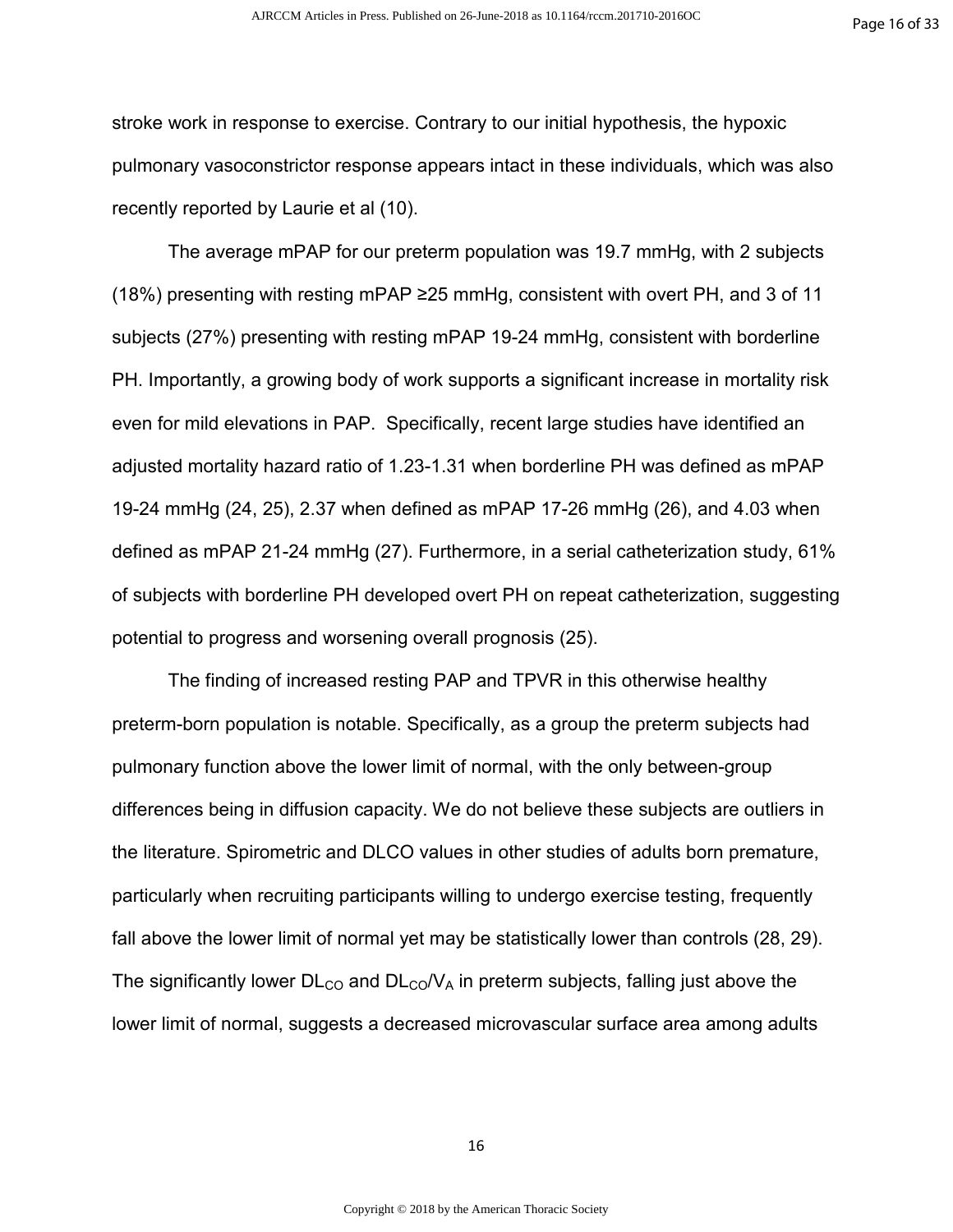stroke work in response to exercise. Contrary to our initial hypothesis, the hypoxic pulmonary vasoconstrictor response appears intact in these individuals, which was also recently reported by Laurie et al (10).

The average mPAP for our preterm population was 19.7 mmHg, with 2 subjects (18%) presenting with resting mPAP ≥25 mmHg, consistent with overt PH, and 3 of 11 subjects (27%) presenting with resting mPAP 19-24 mmHg, consistent with borderline PH. Importantly, a growing body of work supports a significant increase in mortality risk even for mild elevations in PAP. Specifically, recent large studies have identified an adjusted mortality hazard ratio of 1.23-1.31 when borderline PH was defined as mPAP 19-24 mmHg (24, 25), 2.37 when defined as mPAP 17-26 mmHg (26), and 4.03 when defined as mPAP 21-24 mmHg (27). Furthermore, in a serial catheterization study, 61% of subjects with borderline PH developed overt PH on repeat catheterization, suggesting potential to progress and worsening overall prognosis (25).

The finding of increased resting PAP and TPVR in this otherwise healthy preterm-born population is notable. Specifically, as a group the preterm subjects had pulmonary function above the lower limit of normal, with the only between-group differences being in diffusion capacity. We do not believe these subjects are outliers in the literature. Spirometric and DLCO values in other studies of adults born premature, particularly when recruiting participants willing to undergo exercise testing, frequently fall above the lower limit of normal yet may be statistically lower than controls (28, 29). The significantly lower $DL_{CO}$ and $DL_{CO}/V_A$ in preterm subjects, falling just above the lower limit of normal, suggests a decreased microvascular surface area among adults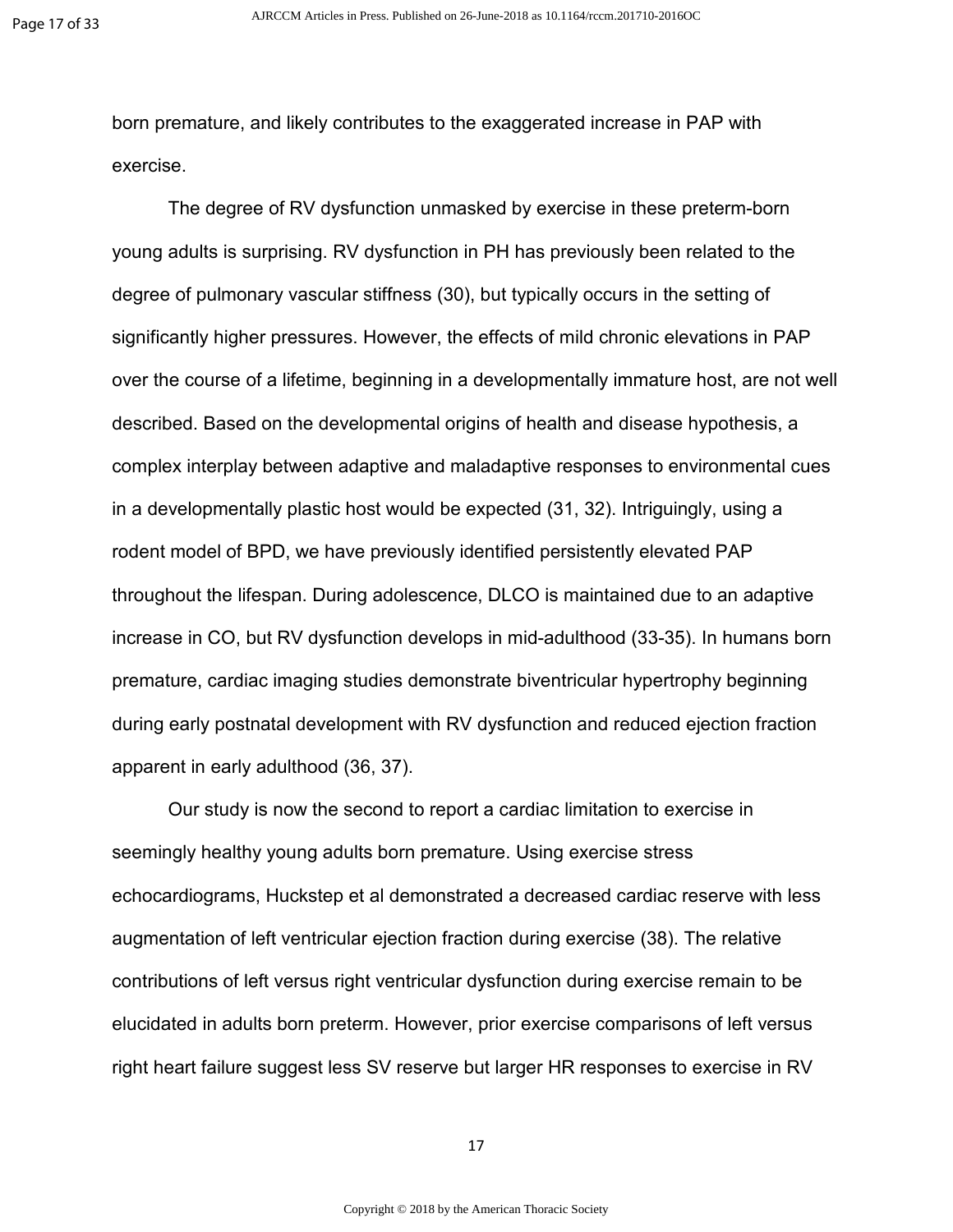born premature, and likely contributes to the exaggerated increase in PAP with exercise.

The degree of RV dysfunction unmasked by exercise in these preterm-born young adults is surprising. RV dysfunction in PH has previously been related to the degree of pulmonary vascular stiffness (30), but typically occurs in the setting of significantly higher pressures. However, the effects of mild chronic elevations in PAP over the course of a lifetime, beginning in a developmentally immature host, are not well described. Based on the developmental origins of health and disease hypothesis, a complex interplay between adaptive and maladaptive responses to environmental cues in a developmentally plastic host would be expected (31, 32). Intriguingly, using a rodent model of BPD, we have previously identified persistently elevated PAP throughout the lifespan. During adolescence, DLCO is maintained due to an adaptive increase in CO, but RV dysfunction develops in mid-adulthood (33-35). In humans born premature, cardiac imaging studies demonstrate biventricular hypertrophy beginning during early postnatal development with RV dysfunction and reduced ejection fraction apparent in early adulthood (36, 37).

Our study is now the second to report a cardiac limitation to exercise in seemingly healthy young adults born premature. Using exercise stress echocardiograms, Huckstep et al demonstrated a decreased cardiac reserve with less augmentation of left ventricular ejection fraction during exercise (38). The relative contributions of left versus right ventricular dysfunction during exercise remain to be elucidated in adults born preterm. However, prior exercise comparisons of left versus right heart failure suggest less SV reserve but larger HR responses to exercise in RV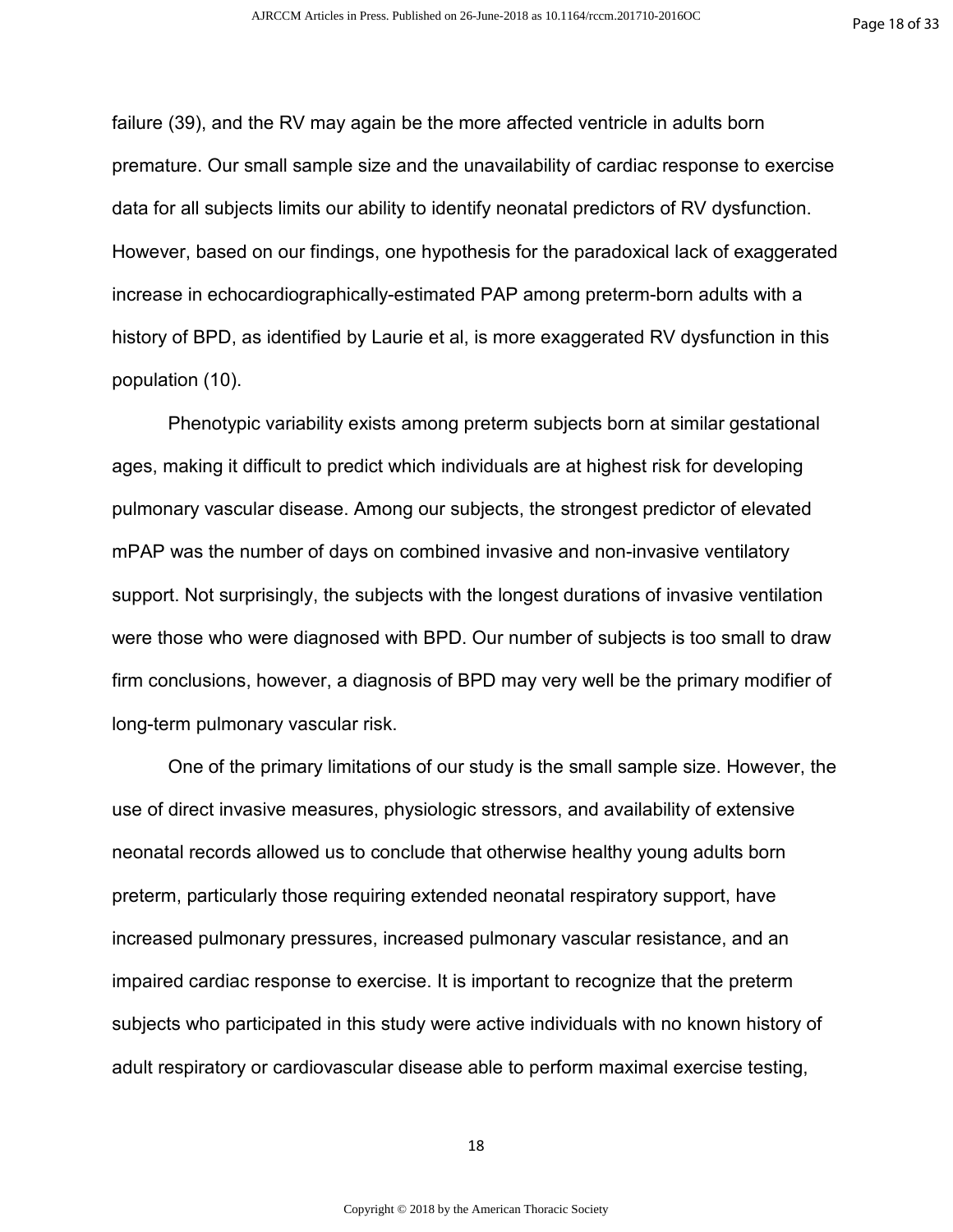failure (39), and the RV may again be the more affected ventricle in adults born premature. Our small sample size and the unavailability of cardiac response to exercise data for all subjects limits our ability to identify neonatal predictors of RV dysfunction. However, based on our findings, one hypothesis for the paradoxical lack of exaggerated increase in echocardiographically-estimated PAP among preterm-born adults with a history of BPD, as identified by Laurie et al, is more exaggerated RV dysfunction in this population (10).

Phenotypic variability exists among preterm subjects born at similar gestational ages, making it difficult to predict which individuals are at highest risk for developing pulmonary vascular disease. Among our subjects, the strongest predictor of elevated mPAP was the number of days on combined invasive and non-invasive ventilatory support. Not surprisingly, the subjects with the longest durations of invasive ventilation were those who were diagnosed with BPD. Our number of subjects is too small to draw firm conclusions, however, a diagnosis of BPD may very well be the primary modifier of long-term pulmonary vascular risk.

One of the primary limitations of our study is the small sample size. However, the use of direct invasive measures, physiologic stressors, and availability of extensive neonatal records allowed us to conclude that otherwise healthy young adults born preterm, particularly those requiring extended neonatal respiratory support, have increased pulmonary pressures, increased pulmonary vascular resistance, and an impaired cardiac response to exercise. It is important to recognize that the preterm subjects who participated in this study were active individuals with no known history of adult respiratory or cardiovascular disease able to perform maximal exercise testing,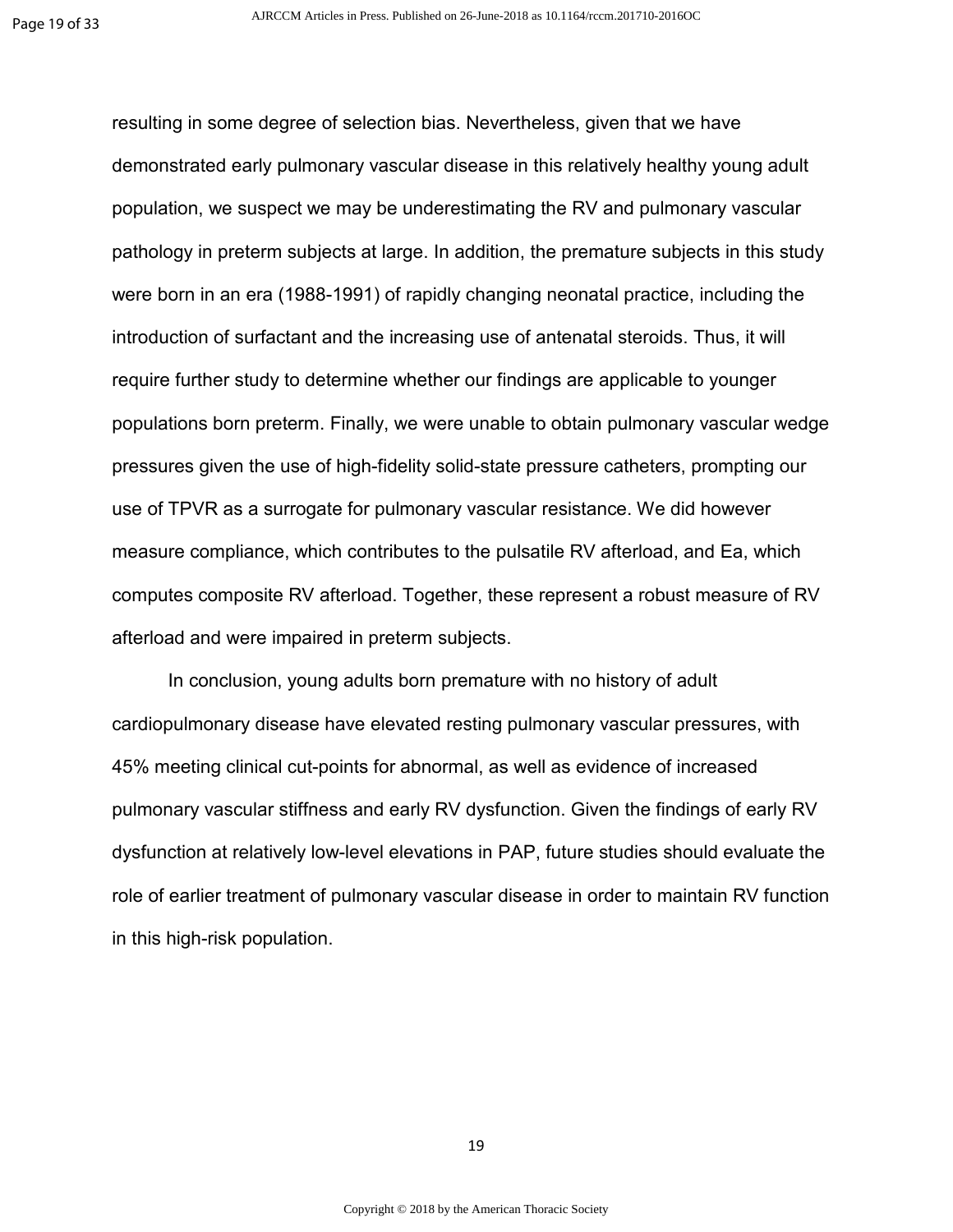resulting in some degree of selection bias. Nevertheless, given that we have demonstrated early pulmonary vascular disease in this relatively healthy young adult population, we suspect we may be underestimating the RV and pulmonary vascular pathology in preterm subjects at large. In addition, the premature subjects in this study were born in an era (1988-1991) of rapidly changing neonatal practice, including the introduction of surfactant and the increasing use of antenatal steroids. Thus, it will require further study to determine whether our findings are applicable to younger populations born preterm. Finally, we were unable to obtain pulmonary vascular wedge pressures given the use of high-fidelity solid-state pressure catheters, prompting our use of TPVR as a surrogate for pulmonary vascular resistance. We did however measure compliance, which contributes to the pulsatile RV afterload, and Ea, which computes composite RV afterload. Together, these represent a robust measure of RV afterload and were impaired in preterm subjects.

In conclusion, young adults born premature with no history of adult cardiopulmonary disease have elevated resting pulmonary vascular pressures, with 45% meeting clinical cut-points for abnormal, as well as evidence of increased pulmonary vascular stiffness and early RV dysfunction. Given the findings of early RV dysfunction at relatively low-level elevations in PAP, future studies should evaluate the role of earlier treatment of pulmonary vascular disease in order to maintain RV function in this high-risk population.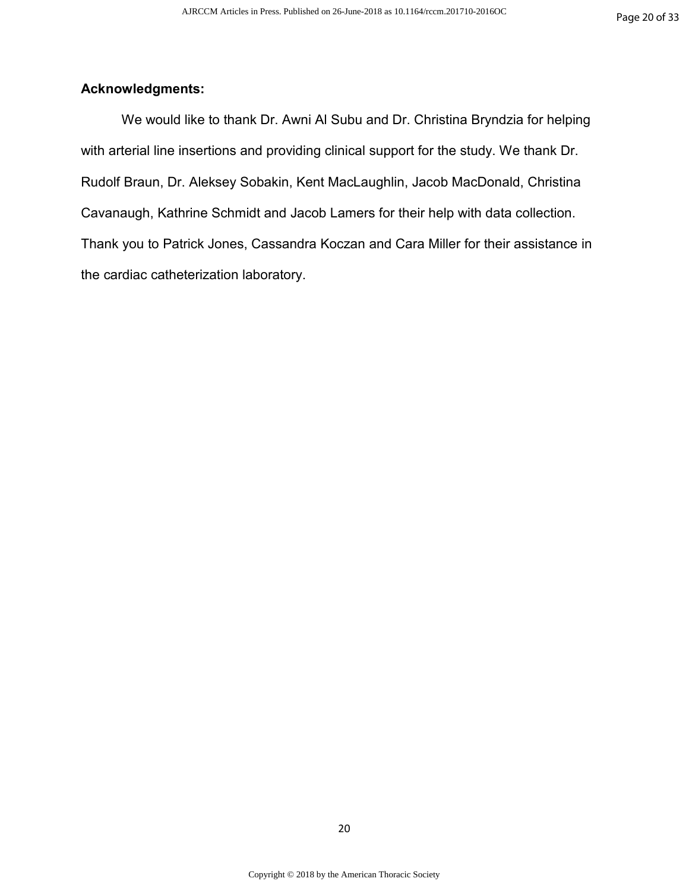## Acknowledgments:

We would like to thank Dr. Awni Al Subu and Dr. Christina Bryndzia for helping with arterial line insertions and providing clinical support for the study. We thank Dr. Rudolf Braun, Dr. Aleksey Sobakin, Kent MacLaughlin, Jacob MacDonald, Christina Cavanaugh, Kathrine Schmidt and Jacob Lamers for their help with data collection. Thank you to Patrick Jones, Cassandra Koczan and Cara Miller for their assistance in the cardiac catheterization laboratory.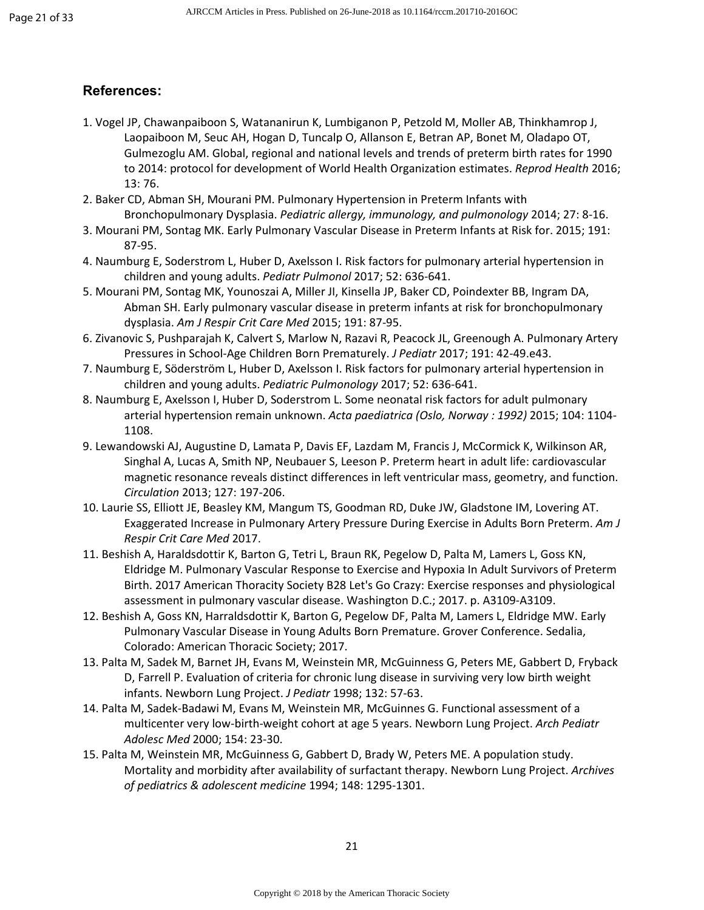## References:

1. Vogel JP, Chawanpaiboon S, Watananirun K, Lumbiganon P, Petzold M, Moller AB, Thinkhamrop J, Laopaiboon M, Seuc AH, Hogan D, Tuncalp O, Allanson E, Betran AP, Bonet M, Oladapo OT, Gulmezoglu AM. Global, regional and national levels and trends of preterm birth rates for 1990 to 2014: protocol for development of World Health Organization estimates. *Reprod Health* 2016; 13: 76.
2. Baker CD, Abman SH, Mourani PM. Pulmonary Hypertension in Preterm Infants with Bronchopulmonary Dysplasia. *Pediatric allergy, immunology, and pulmonology* 2014; 27: 8-16.
3. Mourani PM, Sontag MK. Early Pulmonary Vascular Disease in Preterm Infants at Risk for. 2015; 191: 87-95.
4. Naumburg E, Soderstrom L, Huber D, Axelsson I. Risk factors for pulmonary arterial hypertension in children and young adults. *Pediatr Pulmonol* 2017; 52: 636-641.
5. Mourani PM, Sontag MK, Younoszai A, Miller JI, Kinsella JP, Baker CD, Poindexter BB, Ingram DA, Abman SH. Early pulmonary vascular disease in preterm infants at risk for bronchopulmonary dysplasia. *Am J Respir Crit Care Med* 2015; 191: 87-95.
6. Zivanovic S, Pushparajah K, Calvert S, Marlow N, Razavi R, Peacock JL, Greenough A. Pulmonary Artery Pressures in School-Age Children Born Prematurely. *J Pediatr* 2017; 191: 42-49.e43.
7. Naumburg E, Söderström L, Huber D, Axelsson I. Risk factors for pulmonary arterial hypertension in children and young adults. *Pediatric Pulmonology* 2017; 52: 636-641.
8. Naumburg E, Axelsson I, Huber D, Soderstrom L. Some neonatal risk factors for adult pulmonary arterial hypertension remain unknown. *Acta paediatrica (Oslo, Norway : 1992)* 2015; 104: 1104-1108.
9. Lewandowski AJ, Augustine D, Lamata P, Davis EF, Lazdam M, Francis J, McCormick K, Wilkinson AR, Singhal A, Lucas A, Smith NP, Neubauer S, Leeson P. Preterm heart in adult life: cardiovascular magnetic resonance reveals distinct differences in left ventricular mass, geometry, and function. *Circulation* 2013; 127: 197-206.
10. Laurie SS, Elliott JE, Beasley KM, Mangum TS, Goodman RD, Duke JW, Gladstone IM, Lovering AT. Exaggerated Increase in Pulmonary Artery Pressure During Exercise in Adults Born Preterm. *Am J Respir Crit Care Med* 2017.
11. Beshish A, Haraldsdottir K, Barton G, Tetri L, Braun RK, Pegelow D, Palta M, Lamers L, Goss KN, Eldridge M. Pulmonary Vascular Response to Exercise and Hypoxia In Adult Survivors of Preterm Birth. 2017 American Thoracity Society B28 Let's Go Crazy: Exercise responses and physiological assessment in pulmonary vascular disease. Washington D.C.; 2017. p. A3109-A3109.
12. Beshish A, Goss KN, Harraldsdottir K, Barton G, Pegelow DF, Palta M, Lamers L, Eldridge MW. Early Pulmonary Vascular Disease in Young Adults Born Premature. Grover Conference. Sedalia, Colorado: American Thoracic Society; 2017.
13. Palta M, Sadek M, Barnet JH, Evans M, Weinstein MR, McGuinness G, Peters ME, Gabbert D, Fryback D, Farrell P. Evaluation of criteria for chronic lung disease in surviving very low birth weight infants. Newborn Lung Project. *J Pediatr* 1998; 132: 57-63.
14. Palta M, Sadek-Badawi M, Evans M, Weinstein MR, McGuinnes G. Functional assessment of a multicenter very low-birth-weight cohort at age 5 years. Newborn Lung Project. *Arch Pediatr Adolesc Med* 2000; 154: 23-30.
15. Palta M, Weinstein MR, McGuinness G, Gabbert D, Brady W, Peters ME. A population study. Mortality and morbidity after availability of surfactant therapy. Newborn Lung Project. *Archives of pediatrics & adolescent medicine* 1994; 148: 1295-1301.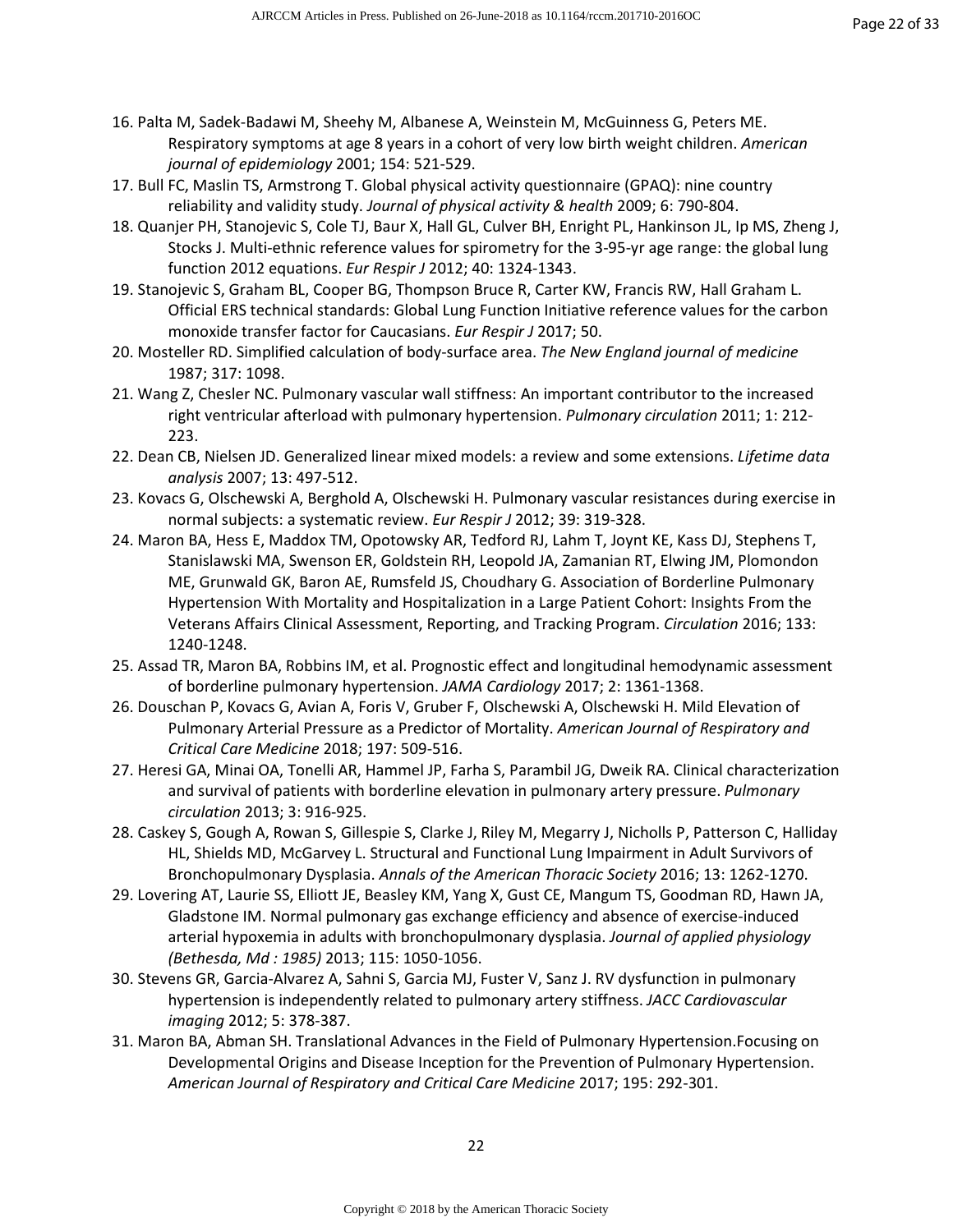16. Palta M, Sadek-Badawi M, Sheehy M, Albanese A, Weinstein M, McGuinness G, Peters ME. Respiratory symptoms at age 8 years in a cohort of very low birth weight children. *American journal of epidemiology* 2001; 154: 521-529.
17. Bull FC, Maslin TS, Armstrong T. Global physical activity questionnaire (GPAQ): nine country reliability and validity study. *Journal of physical activity & health* 2009; 6: 790-804.
18. Quanjer PH, Stanojevic S, Cole TJ, Baur X, Hall GL, Culver BH, Enright PL, Hankinson JL, Ip MS, Zheng J, Stocks J. Multi-ethnic reference values for spirometry for the 3-95-yr age range: the global lung function 2012 equations. *Eur Respir J* 2012; 40: 1324-1343.
19. Stanojevic S, Graham BL, Cooper BG, Thompson Bruce R, Carter KW, Francis RW, Hall Graham L. Official ERS technical standards: Global Lung Function Initiative reference values for the carbon monoxide transfer factor for Caucasians. *Eur Respir J* 2017; 50.
20. Mosteller RD. Simplified calculation of body-surface area. *The New England journal of medicine* 1987; 317: 1098.
21. Wang Z, Chesler NC. Pulmonary vascular wall stiffness: An important contributor to the increased right ventricular afterload with pulmonary hypertension. *Pulmonary circulation* 2011; 1: 212-223.
22. Dean CB, Nielsen JD. Generalized linear mixed models: a review and some extensions. *Lifetime data analysis* 2007; 13: 497-512.
23. Kovacs G, Olschewski A, Berghold A, Olschewski H. Pulmonary vascular resistances during exercise in normal subjects: a systematic review. *Eur Respir J* 2012; 39: 319-328.
24. Maron BA, Hess E, Maddox TM, Opotowsky AR, Tedford RJ, Lahm T, Joynt KE, Kass DJ, Stephens T, Stanislawski MA, Swenson ER, Goldstein RH, Leopold JA, Zamanian RT, Elwing JM, Plomondon ME, Grunwald GK, Baron AE, Rumsfeld JS, Choudhary G. Association of Borderline Pulmonary Hypertension With Mortality and Hospitalization in a Large Patient Cohort: Insights From the Veterans Affairs Clinical Assessment, Reporting, and Tracking Program. *Circulation* 2016; 133: 1240-1248.
25. Assad TR, Maron BA, Robbins IM, et al. Prognostic effect and longitudinal hemodynamic assessment of borderline pulmonary hypertension. *JAMA Cardiology* 2017; 2: 1361-1368.
26. Douschan P, Kovacs G, Avian A, Foris V, Gruber F, Olschewski A, Olschewski H. Mild Elevation of Pulmonary Arterial Pressure as a Predictor of Mortality. *American Journal of Respiratory and Critical Care Medicine* 2018; 197: 509-516.
27. Heresi GA, Minai OA, Tonelli AR, Hammel JP, Farha S, Parambil JG, Dweik RA. Clinical characterization and survival of patients with borderline elevation in pulmonary artery pressure. *Pulmonary circulation* 2013; 3: 916-925.
28. Caskey S, Gough A, Rowan S, Gillespie S, Clarke J, Riley M, Megarry J, Nicholls P, Patterson C, Halliday HL, Shields MD, McGarvey L. Structural and Functional Lung Impairment in Adult Survivors of Bronchopulmonary Dysplasia. *Annals of the American Thoracic Society* 2016; 13: 1262-1270.
29. Lovering AT, Laurie SS, Elliott JE, Beasley KM, Yang X, Gust CE, Mangum TS, Goodman RD, Hawn JA, Gladstone IM. Normal pulmonary gas exchange efficiency and absence of exercise-induced arterial hypoxemia in adults with bronchopulmonary dysplasia. *Journal of applied physiology (Bethesda, Md : 1985)* 2013; 115: 1050-1056.
30. Stevens GR, Garcia-Alvarez A, Sahni S, Garcia MJ, Fuster V, Sanz J. RV dysfunction in pulmonary hypertension is independently related to pulmonary artery stiffness. *JACC Cardiovascular imaging* 2012; 5: 378-387.
31. Maron BA, Abman SH. Translational Advances in the Field of Pulmonary Hypertension.Focusing on Developmental Origins and Disease Inception for the Prevention of Pulmonary Hypertension. *American Journal of Respiratory and Critical Care Medicine* 2017; 195: 292-301.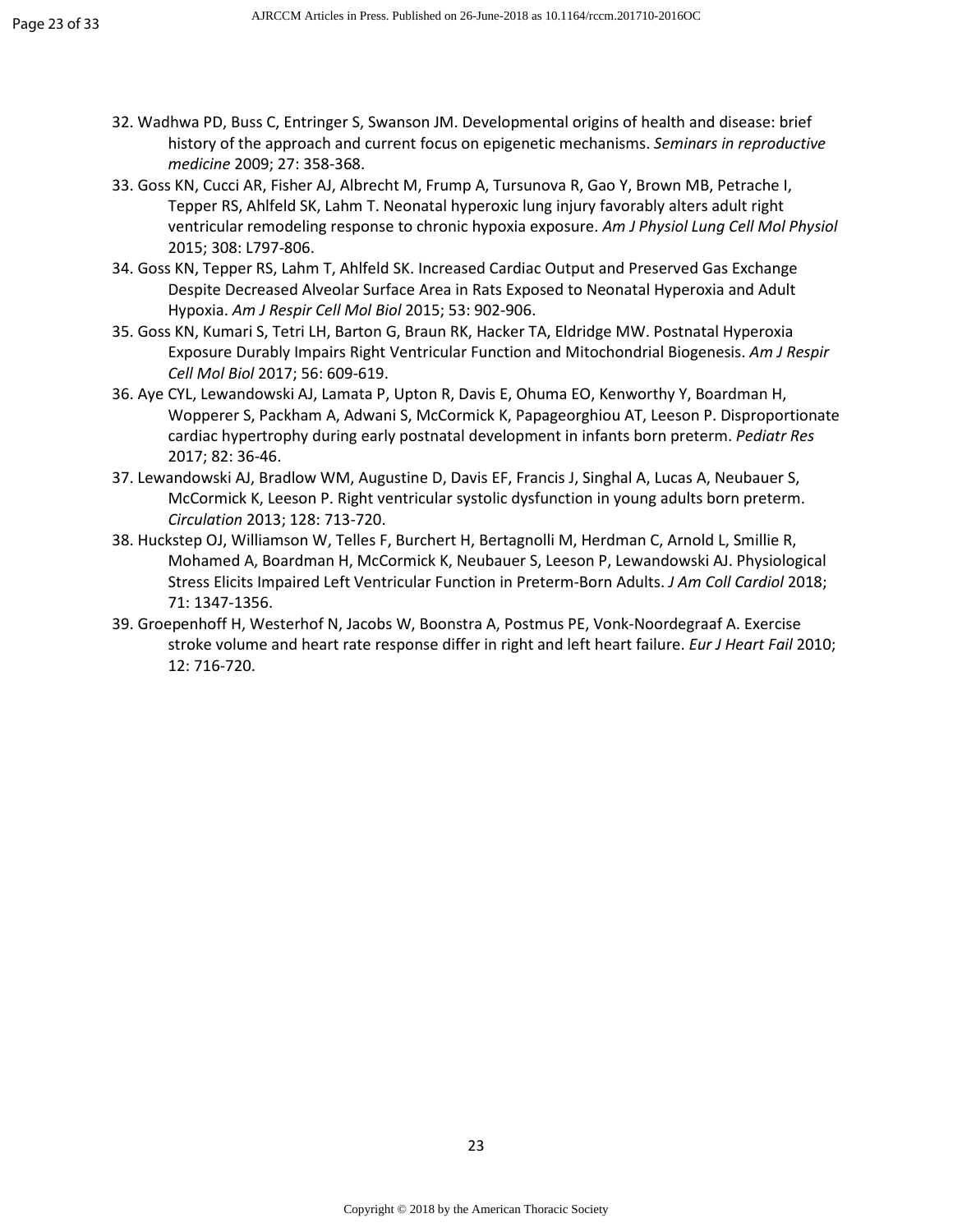32. Wadhwa PD, Buss C, Entringer S, Swanson JM. Developmental origins of health and disease: brief history of the approach and current focus on epigenetic mechanisms. *Seminars in reproductive medicine* 2009; 27: 358-368.
33. Goss KN, Cucci AR, Fisher AJ, Albrecht M, Frump A, Tursunova R, Gao Y, Brown MB, Petrache I, Tepper RS, Ahlfeld SK, Lahm T. Neonatal hyperoxic lung injury favorably alters adult right ventricular remodeling response to chronic hypoxia exposure. *Am J Physiol Lung Cell Mol Physiol* 2015; 308: L797-806.
34. Goss KN, Tepper RS, Lahm T, Ahlfeld SK. Increased Cardiac Output and Preserved Gas Exchange Despite Decreased Alveolar Surface Area in Rats Exposed to Neonatal Hyperoxia and Adult Hypoxia. *Am J Respir Cell Mol Biol* 2015; 53: 902-906.
35. Goss KN, Kumari S, Tetri LH, Barton G, Braun RK, Hacker TA, Eldridge MW. Postnatal Hyperoxia Exposure Durably Impairs Right Ventricular Function and Mitochondrial Biogenesis. *Am J Respir Cell Mol Biol* 2017; 56: 609-619.
36. Aye CYL, Lewandowski AJ, Lamata P, Upton R, Davis E, Ohuma EO, Kenworthy Y, Boardman H, Wopperer S, Packham A, Adwani S, McCormick K, Papageorghiou AT, Leeson P. Disproportionate cardiac hypertrophy during early postnatal development in infants born preterm. *Pediatr Res* 2017; 82: 36-46.
37. Lewandowski AJ, Bradlow WM, Augustine D, Davis EF, Francis J, Singhal A, Lucas A, Neubauer S, McCormick K, Leeson P. Right ventricular systolic dysfunction in young adults born preterm. *Circulation* 2013; 128: 713-720.
38. Huckstep OJ, Williamson W, Telles F, Burchert H, Bertagnolli M, Herdman C, Arnold L, Smillie R, Mohamed A, Boardman H, McCormick K, Neubauer S, Leeson P, Lewandowski AJ. Physiological Stress Elicits Impaired Left Ventricular Function in Preterm-Born Adults. *J Am Coll Cardiol* 2018; 71: 1347-1356.
39. Groepenhoff H, Westerhof N, Jacobs W, Boonstra A, Postmus PE, Vonk-Noordegraaf A. Exercise stroke volume and heart rate response differ in right and left heart failure. *Eur J Heart Fail* 2010; 12: 716-720.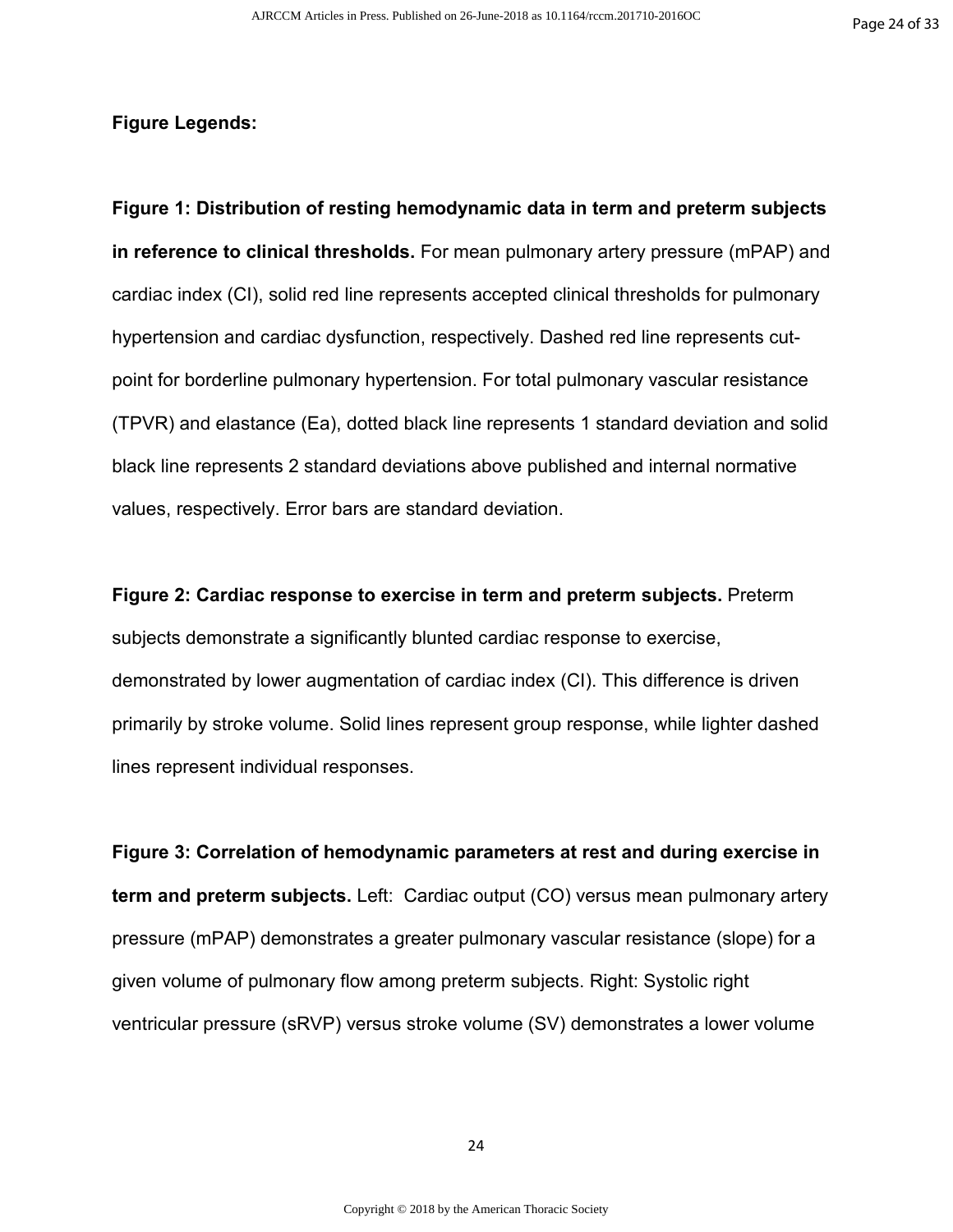**Figure Legends:**

**Figure 1: Distribution of resting hemodynamic data in term and preterm subjects in reference to clinical thresholds.** For mean pulmonary artery pressure (mPAP) and cardiac index (CI), solid red line represents accepted clinical thresholds for pulmonary hypertension and cardiac dysfunction, respectively. Dashed red line represents cut-point for borderline pulmonary hypertension. For total pulmonary vascular resistance (TPVR) and elastance (Ea), dotted black line represents 1 standard deviation and solid black line represents 2 standard deviations above published and internal normative values, respectively. Error bars are standard deviation.

**Figure 2: Cardiac response to exercise in term and preterm subjects.** Preterm subjects demonstrate a significantly blunted cardiac response to exercise, demonstrated by lower augmentation of cardiac index (CI). This difference is driven primarily by stroke volume. Solid lines represent group response, while lighter dashed lines represent individual responses.

**Figure 3: Correlation of hemodynamic parameters at rest and during exercise in term and preterm subjects.** Left: Cardiac output (CO) versus mean pulmonary artery pressure (mPAP) demonstrates a greater pulmonary vascular resistance (slope) for a given volume of pulmonary flow among preterm subjects. Right: Systolic right ventricular pressure (sRVP) versus stroke volume (SV) demonstrates a lower volume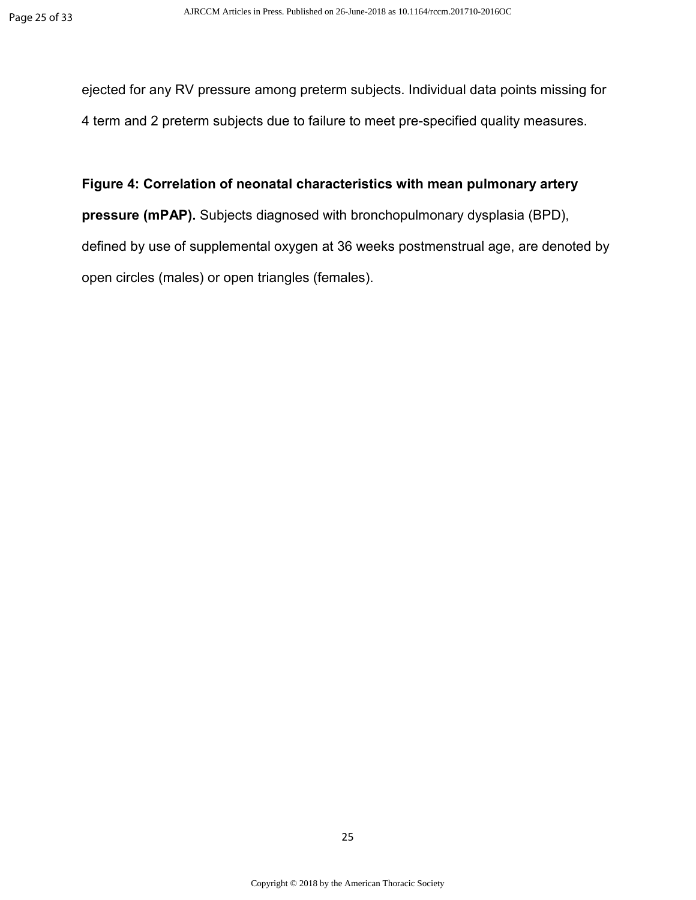ejected for any RV pressure among preterm subjects. Individual data points missing for 4 term and 2 preterm subjects due to failure to meet pre-specified quality measures.

**Figure 4: Correlation of neonatal characteristics with mean pulmonary artery pressure (mPAP).** Subjects diagnosed with bronchopulmonary dysplasia (BPD), defined by use of supplemental oxygen at 36 weeks postmenstrual age, are denoted by open circles (males) or open triangles (females).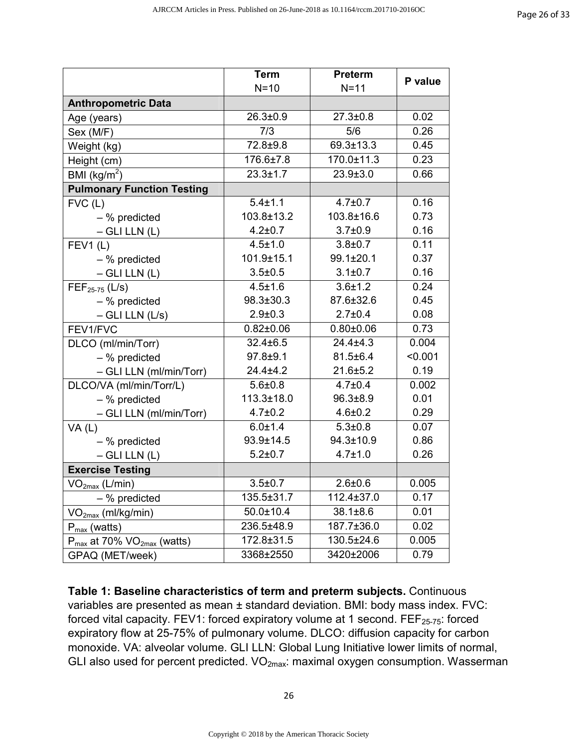| | Term N=10 | Preterm N=11 | P value |
|---|---|---|---|
| **Anthropometric Data** | | | |
| Age (years) | 26.3±0.9 | 27.3±0.8 | 0.02 |
| Sex (M/F) | 7/3 | 5/6 | 0.26 |
| Weight (kg) | 72.8±9.8 | 69.3±13.3 | 0.45 |
| Height (cm) | 176.6±7.8 | 170.0±11.3 | 0.23 |
| BMI (kg/m$^2$) | 23.3±1.7 | 23.9±3.0 | 0.66 |
| **Pulmonary Function Testing** | | | |
| FVC (L) | 5.4±1.1 | 4.7±0.7 | 0.16 |
| – % predicted | 103.8±13.2 | 103.8±16.6 | 0.73 |
| – GLI LLN (L) | 4.2±0.7 | 3.7±0.9 | 0.16 |
| FEV1 (L) | 4.5±1.0 | 3.8±0.7 | 0.11 |
| – % predicted | 101.9±15.1 | 99.1±20.1 | 0.37 |
| – GLI LLN (L) | 3.5±0.5 | 3.1±0.7 | 0.16 |
| $FEF_{25-75}$ (L/s) | 4.5±1.6 | 3.6±1.2 | 0.24 |
| – % predicted | 98.3±30.3 | 87.6±32.6 | 0.45 |
| – GLI LLN (L/s) | 2.9±0.3 | 2.7±0.4 | 0.08 |
| FEV1/FVC | 0.82±0.06 | 0.80±0.06 | 0.73 |
| DLCO (ml/min/Torr) | 32.4±6.5 | 24.4±4.3 | 0.004 |
| – % predicted | 97.8±9.1 | 81.5±6.4 | <0.001 |
| – GLI LLN (ml/min/Torr) | 24.4±4.2 | 21.6±5.2 | 0.19 |
| DLCO/VA (ml/min/Torr/L) | 5.6±0.8 | 4.7±0.4 | 0.002 |
| – % predicted | 113.3±18.0 | 96.3±8.9 | 0.01 |
| – GLI LLN (ml/min/Torr) | 4.7±0.2 | 4.6±0.2 | 0.29 |
| VA (L) | 6.0±1.4 | 5.3±0.8 | 0.07 |
| – % predicted | 93.9±14.5 | 94.3±10.9 | 0.86 |
| – GLI LLN (L) | 5.2±0.7 | 4.7±1.0 | 0.26 |
| **Exercise Testing** | | | |
| $VO_{2max}$ (L/min) | 3.5±0.7 | 2.6±0.6 | 0.005 |
| – % predicted | 135.5±31.7 | 112.4±37.0 | 0.17 |
| $VO_{2max}$ (ml/kg/min) | 50.0±10.4 | 38.1±8.6 | 0.01 |
| $P_{max}$ (watts) | 236.5±48.9 | 187.7±36.0 | 0.02 |
| $P_{max}$ at 70% $VO_{2max}$ (watts) | 172.8±31.5 | 130.5±24.6 | 0.005 |
| GPAQ (MET/week) | 3368±2550 | 3420±2006 | 0.79 |

**Table 1: Baseline characteristics of term and preterm subjects.** Continuous variables are presented as mean ± standard deviation. BMI: body mass index. FVC: forced vital capacity. FEV1: forced expiratory volume at 1 second. $FEF_{25-75}$: forced expiratory flow at 25-75% of pulmonary volume. DLCO: diffusion capacity for carbon monoxide. VA: alveolar volume. GLI LLN: Global Lung Initiative lower limits of normal, GLI also used for percent predicted. $VO_{2max}$: maximal oxygen consumption. Wasserman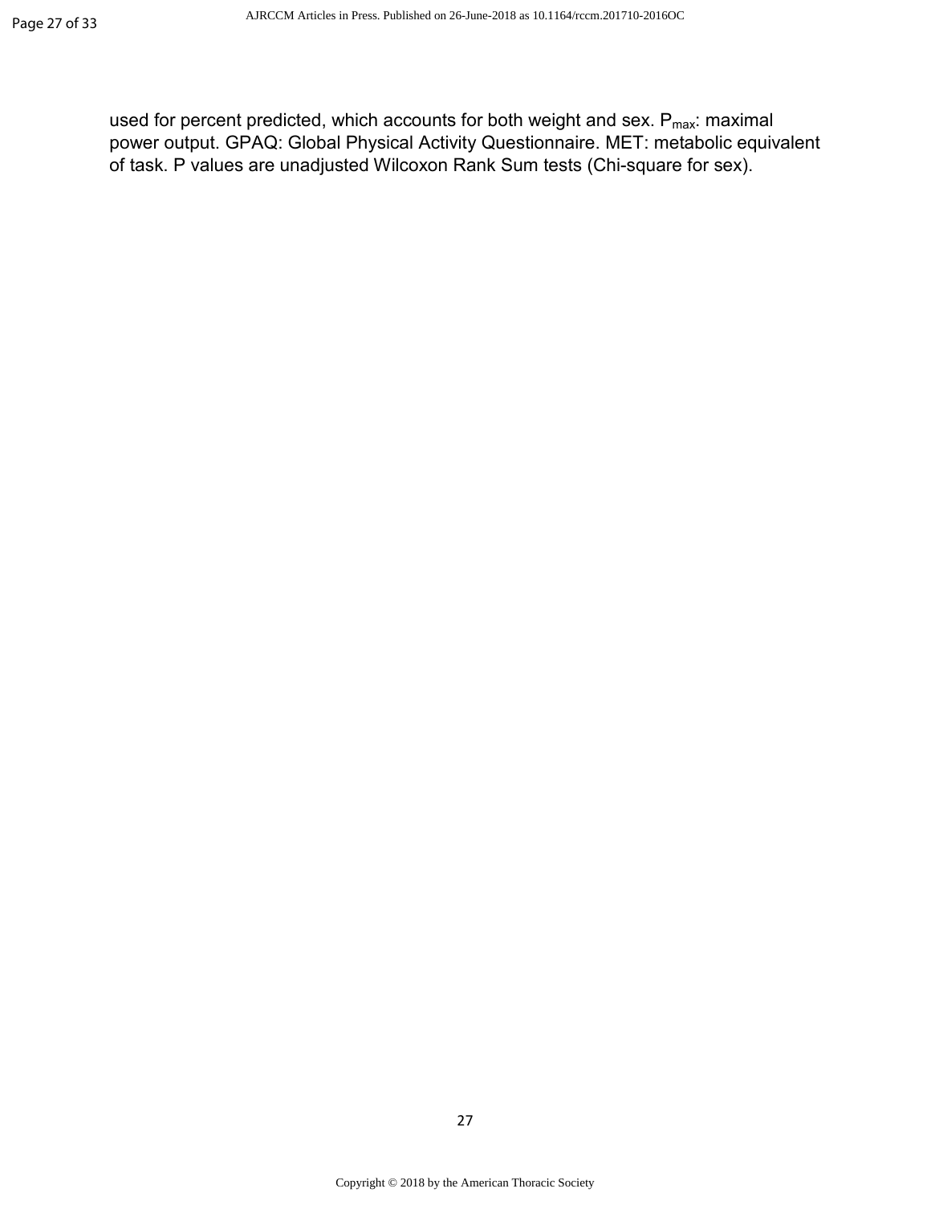used for percent predicted, which accounts for both weight and sex. $P_{max}$: maximal power output. GPAQ: Global Physical Activity Questionnaire. MET: metabolic equivalent of task. P values are unadjusted Wilcoxon Rank Sum tests (Chi-square for sex).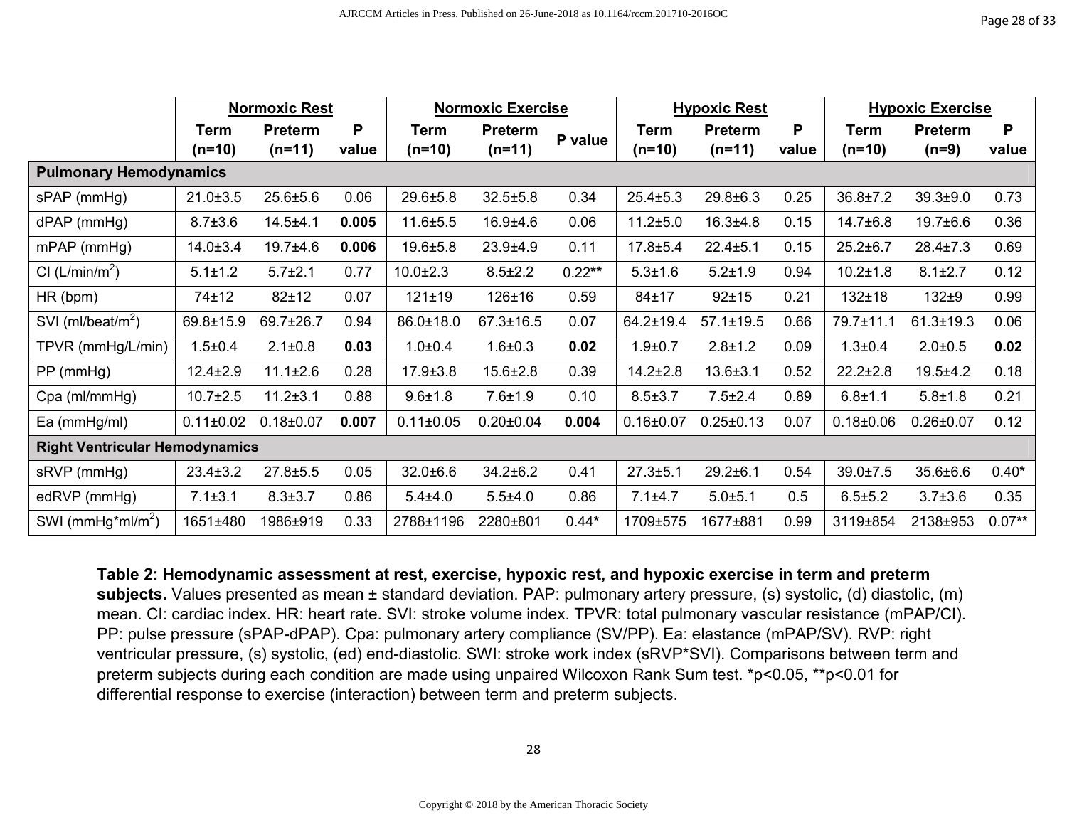| | Normoxic Rest | | | Normoxic Exercise | | | Hypoxic Rest | | | Hypoxic Exercise | | |
|---|---|---|---|---|---|---|---|---|---|---|---|---|
| | Term (n=10) | Preterm (n=11) | P value | Term (n=10) | Preterm (n=11) | P value | Term (n=10) | Preterm (n=11) | P value | Term (n=10) | Preterm (n=9) | P value |
| **Pulmonary Hemodynamics** | | | | | | | | | | | | |
| sPAP (mmHg) | 21.0±3.5 | 25.6±5.6 | 0.06 | 29.6±5.8 | 32.5±5.8 | 0.34 | 25.4±5.3 | 29.8±6.3 | 0.25 | 36.8±7.2 | 39.3±9.0 | 0.73 |
| dPAP (mmHg) | 8.7±3.6 | 14.5±4.1 | **0.005** | 11.6±5.5 | 16.9±4.6 | 0.06 | 11.2±5.0 | 16.3±4.8 | 0.15 | 14.7±6.8 | 19.7±6.6 | 0.36 |
| mPAP (mmHg) | 14.0±3.4 | 19.7±4.6 | **0.006** | 19.6±5.8 | 23.9±4.9 | 0.11 | 17.8±5.4 | 22.4±5.1 | 0.15 | 25.2±6.7 | 28.4±7.3 | 0.69 |
| CI (L/min/m$^2$) | 5.1±1.2 | 5.7±2.1 | 0.77 | 10.0±2.3 | 8.5±2.2 | 0.22** | 5.3±1.6 | 5.2±1.9 | 0.94 | 10.2±1.8 | 8.1±2.7 | 0.12 |
| HR (bpm) | 74±12 | 82±12 | 0.07 | 121±19 | 126±16 | 0.59 | 84±17 | 92±15 | 0.21 | 132±18 | 132±9 | 0.99 |
| SVI (ml/beat/m$^2$) | 69.8±15.9 | 69.7±26.7 | 0.94 | 86.0±18.0 | 67.3±16.5 | 0.07 | 64.2±19.4 | 57.1±19.5 | 0.66 | 79.7±11.1 | 61.3±19.3 | 0.06 |
| TPVR (mmHg/L/min) | 1.5±0.4 | 2.1±0.8 | **0.03** | 1.0±0.4 | 1.6±0.3 | **0.02** | 1.9±0.7 | 2.8±1.2 | 0.09 | 1.3±0.4 | 2.0±0.5 | **0.02** |
| PP (mmHg) | 12.4±2.9 | 11.1±2.6 | 0.28 | 17.9±3.8 | 15.6±2.8 | 0.39 | 14.2±2.8 | 13.6±3.1 | 0.52 | 22.2±2.8 | 19.5±4.2 | 0.18 |
| Cpa (ml/mmHg) | 10.7±2.5 | 11.2±3.1 | 0.88 | 9.6±1.8 | 7.6±1.9 | 0.10 | 8.5±3.7 | 7.5±2.4 | 0.89 | 6.8±1.1 | 5.8±1.8 | 0.21 |
| Ea (mmHg/ml) | 0.11±0.02 | 0.18±0.07 | **0.007** | 0.11±0.05 | 0.20±0.04 | **0.004** | 0.16±0.07 | 0.25±0.13 | 0.07 | 0.18±0.06 | 0.26±0.07 | 0.12 |
| **Right Ventricular Hemodynamics** | | | | | | | | | | | | |
| sRVP (mmHg) | 23.4±3.2 | 27.8±5.5 | 0.05 | 32.0±6.6 | 34.2±6.2 | 0.41 | 27.3±5.1 | 29.2±6.1 | 0.54 | 39.0±7.5 | 35.6±6.6 | 0.40* |
| edRVP (mmHg) | 7.1±3.1 | 8.3±3.7 | 0.86 | 5.4±4.0 | 5.5±4.0 | 0.86 | 7.1±4.7 | 5.0±5.1 | 0.5 | 6.5±5.2 | 3.7±3.6 | 0.35 |
| SWI (mmHg*ml/m$^2$) | 1651±480 | 1986±919 | 0.33 | 2788±1196 | 2280±801 | 0.44* | 1709±575 | 1677±881 | 0.99 | 3119±854 | 2138±953 | 0.07** |

**Table 2: Hemodynamic assessment at rest, exercise, hypoxic rest, and hypoxic exercise in term and preterm subjects.** Values presented as mean ± standard deviation. PAP: pulmonary artery pressure, (s) systolic, (d) diastolic, (m) mean. CI: cardiac index. HR: heart rate. SVI: stroke volume index. TPVR: total pulmonary vascular resistance (mPAP/CI). PP: pulse pressure (sPAP-dPAP). Cpa: pulmonary artery compliance (SV/PP). Ea: elastance (mPAP/SV). RVP: right ventricular pressure, (s) systolic, (ed) end-diastolic. SWI: stroke work index (sRVP*SVI). Comparisons between term and preterm subjects during each condition are made using unpaired Wilcoxon Rank Sum test. *p<0.05, **p<0.01 for differential response to exercise (interaction) between term and preterm subjects.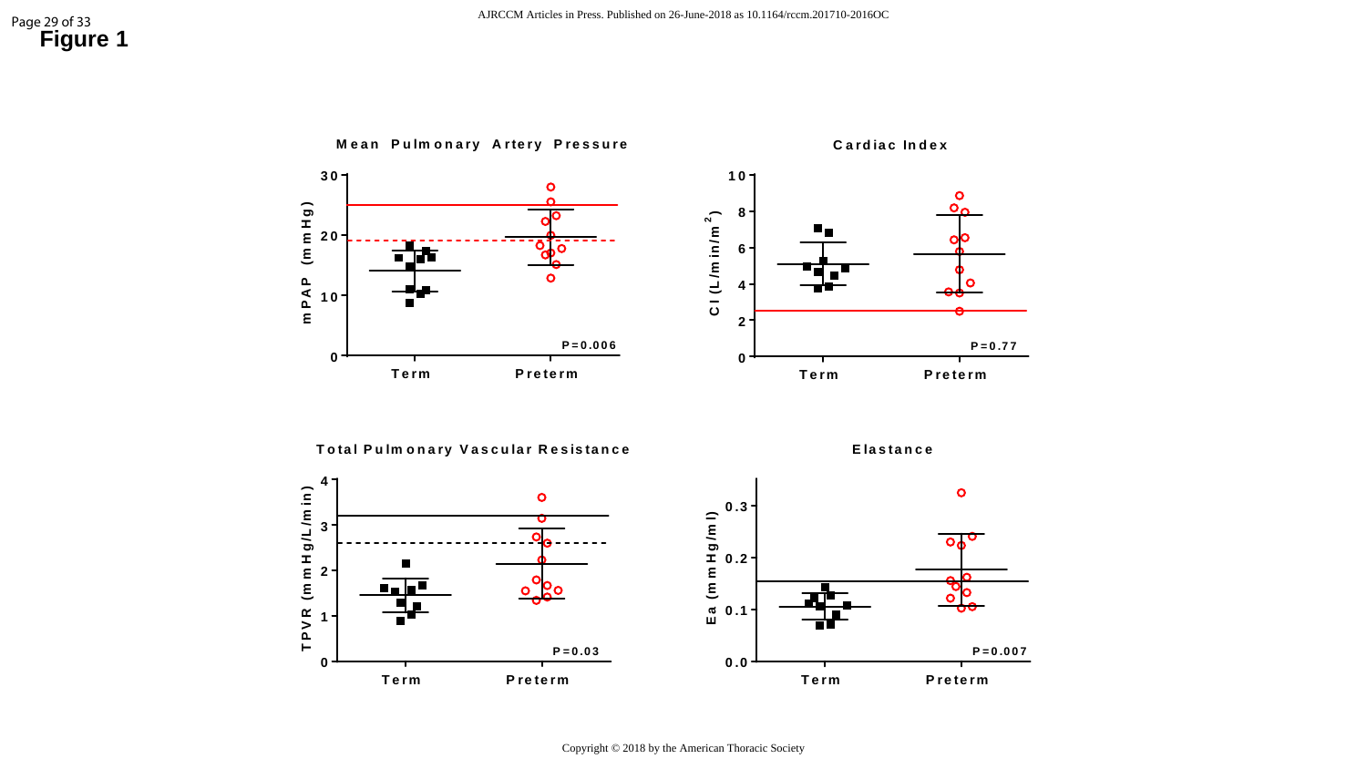# Figure 1

**Mean Pulmonary Artery Pressure**

mPAP (mmHg)

Term | Preterm

P=0.006

**Cardiac Index**

CI (L/min/m²)

Term | Preterm

P=0.77

**Total Pulmonary Vascular Resistance**

TPVR (mmHg/L/min)

Term | Preterm

P=0.03

**Elastance**

Ea (mmHg/ml)

Term | Preterm

P=0.007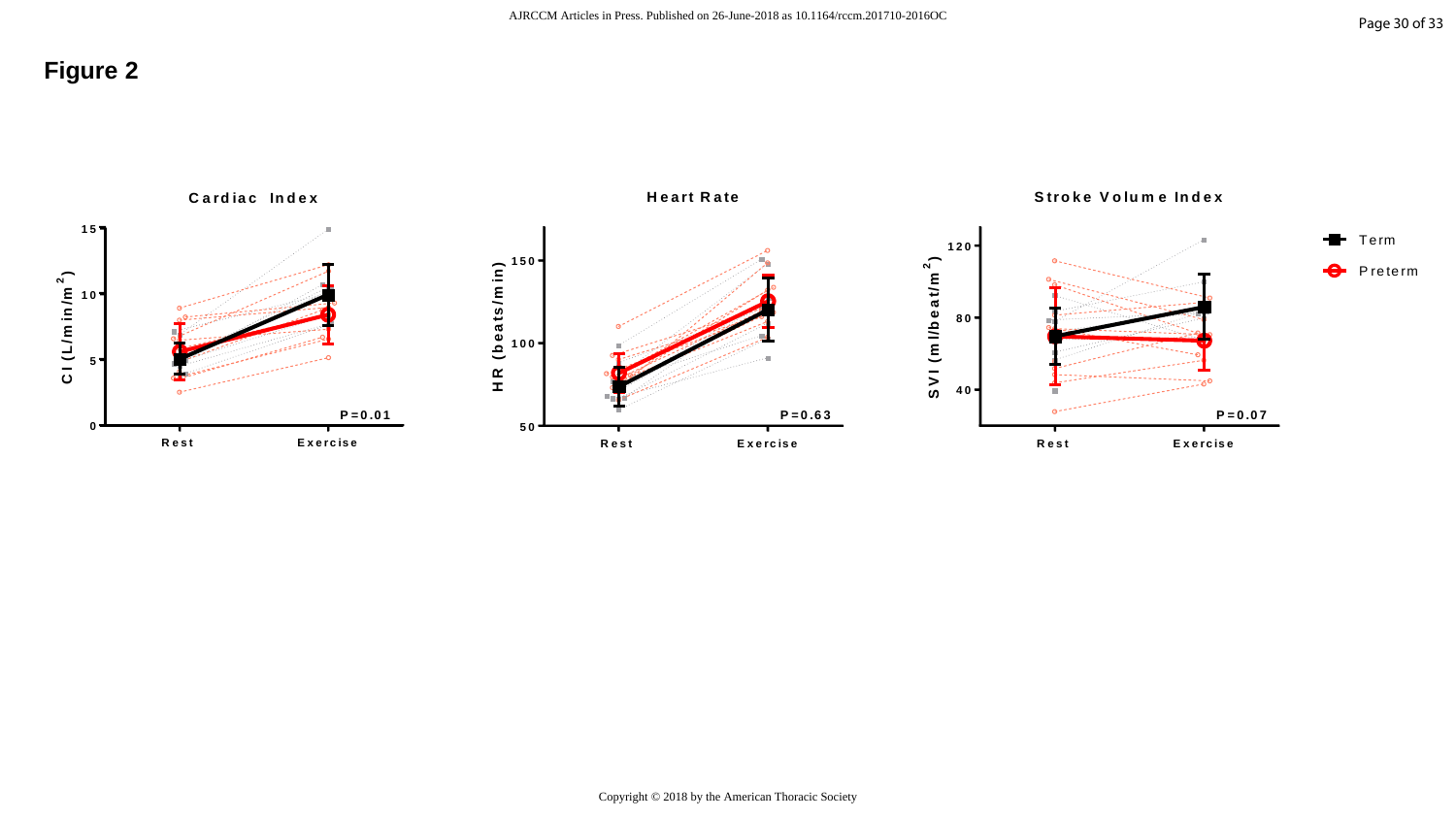# Figure 2

Cardiac Index

Heart Rate

Stroke Volume Index

Term

Preterm

P=0.01

P=0.63

P=0.07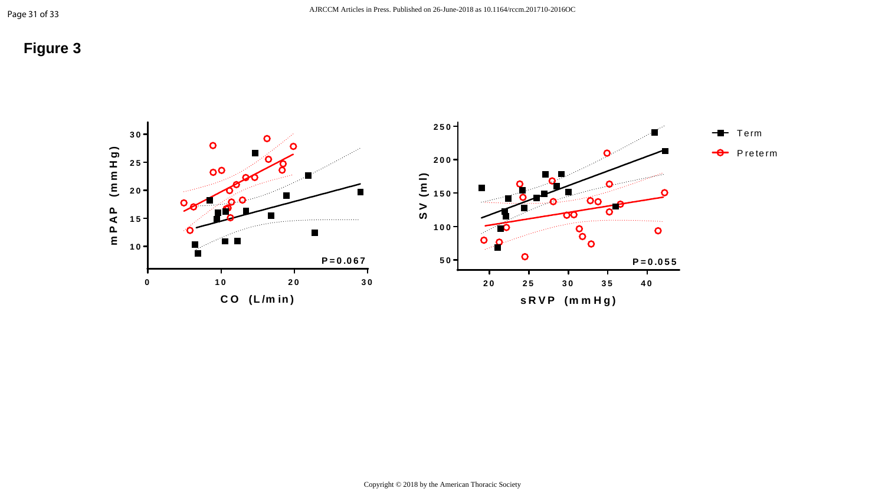# Figure 3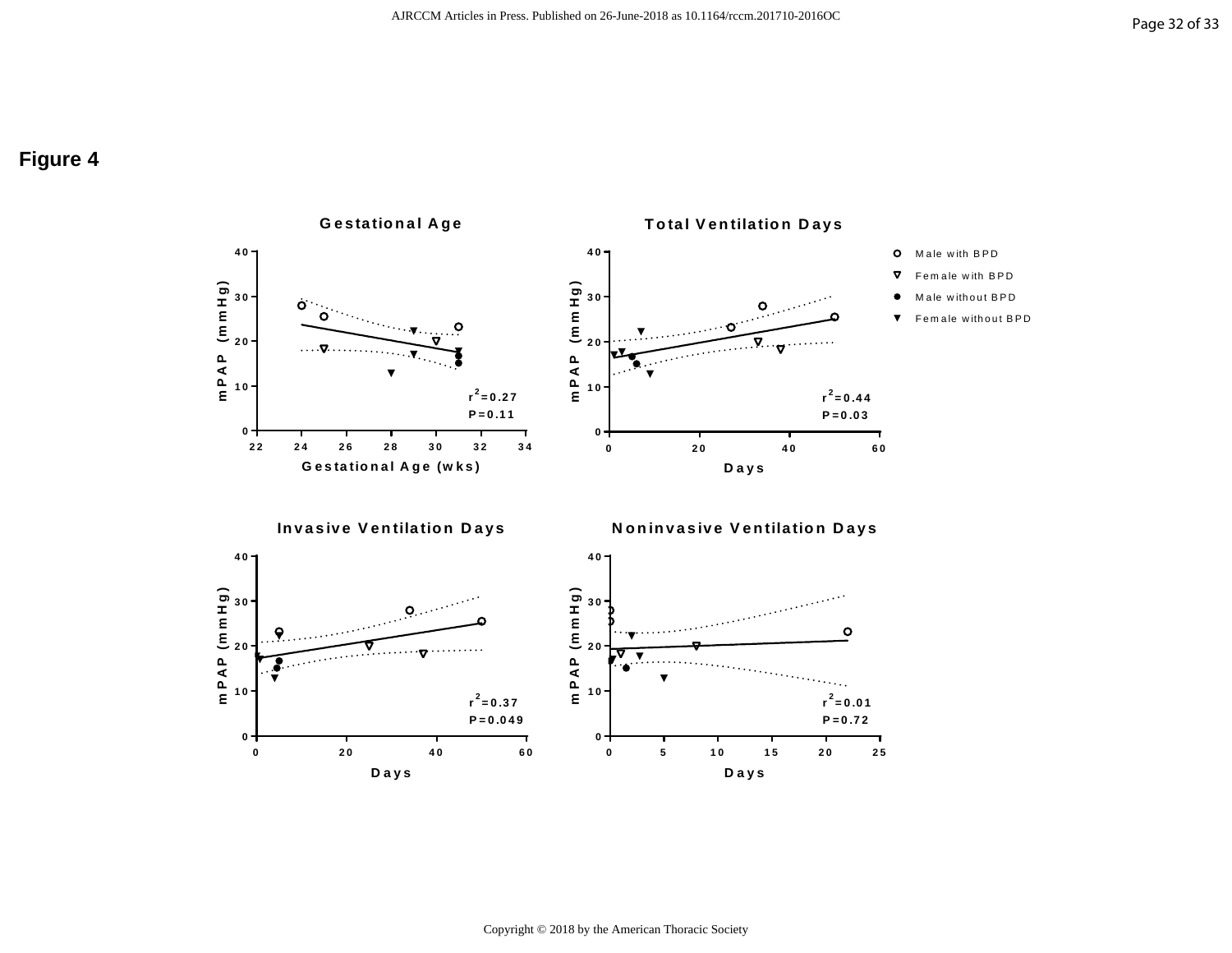# Figure 4

### Gestational Age

mPAP (mmHg)

Gestational Age (wks)

$r^2$=0.27
P=0.11

### Total Ventilation Days

mPAP (mmHg)

Days

$r^2$=0.44
P=0.03

- Male with BPD
- Female with BPD
- Male without BPD
- Female without BPD

### Invasive Ventilation Days

mPAP (mmHg)

Days

$r^2$=0.37
P=0.049

### Noninvasive Ventilation Days

mPAP (mmHg)

Days

$r^2$=0.01
P=0.72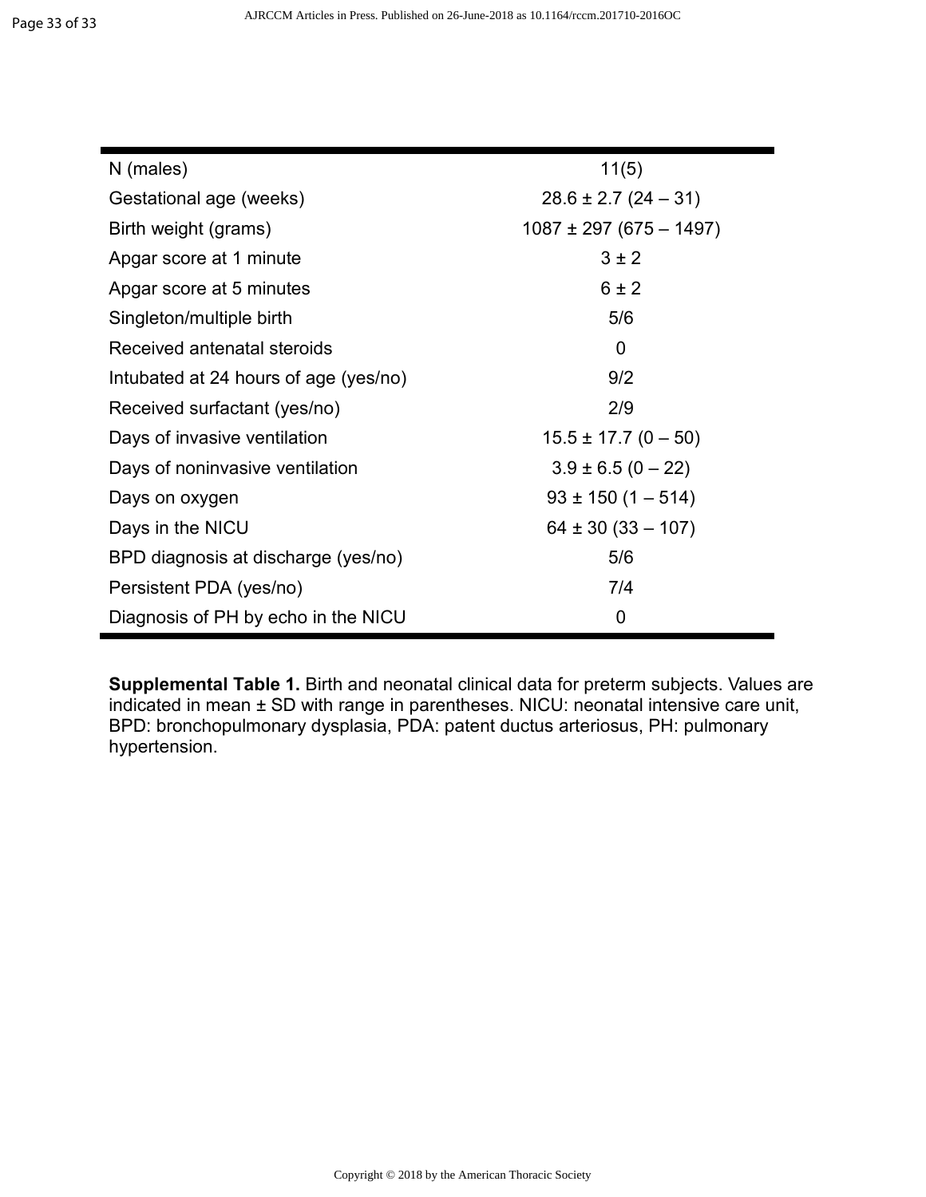| | |
|---|---|
| N (males) | 11(5) |
| Gestational age (weeks) | 28.6 ± 2.7 (24 – 31) |
| Birth weight (grams) | 1087 ± 297 (675 – 1497) |
| Apgar score at 1 minute | 3 ± 2 |
| Apgar score at 5 minutes | 6 ± 2 |
| Singleton/multiple birth | 5/6 |
| Received antenatal steroids | 0 |
| Intubated at 24 hours of age (yes/no) | 9/2 |
| Received surfactant (yes/no) | 2/9 |
| Days of invasive ventilation | 15.5 ± 17.7 (0 – 50) |
| Days of noninvasive ventilation | 3.9 ± 6.5 (0 – 22) |
| Days on oxygen | 93 ± 150 (1 – 514) |
| Days in the NICU | 64 ± 30 (33 – 107) |
| BPD diagnosis at discharge (yes/no) | 5/6 |
| Persistent PDA (yes/no) | 7/4 |
| Diagnosis of PH by echo in the NICU | 0 |

**Supplemental Table 1.** Birth and neonatal clinical data for preterm subjects. Values are indicated in mean ± SD with range in parentheses. NICU: neonatal intensive care unit, BPD: bronchopulmonary dysplasia, PDA: patent ductus arteriosus, PH: pulmonary hypertension.